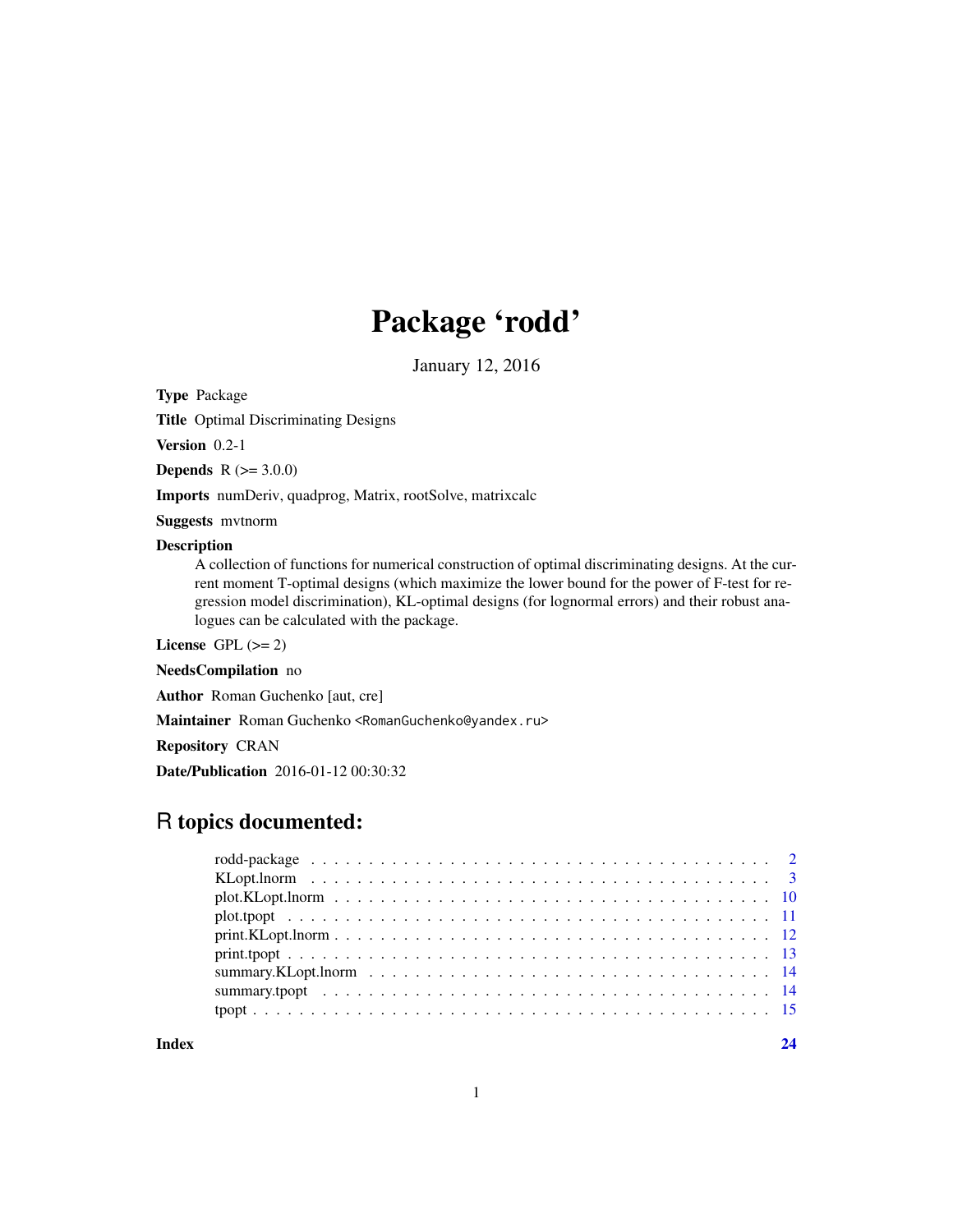# Package 'rodd'

January 12, 2016

**Type** Package

**Title** Optimal Discriminating Designs

**Version** 0.2-1

**Depends** R (>= 3.0.0)

**Imports** numDeriv, quadprog, Matrix, rootSolve, matrixcalc

**Suggests** mvtnorm

**Description**
A collection of functions for numerical construction of optimal discriminating designs. At the current moment T-optimal designs (which maximize the lower bound for the power of F-test for regression model discrimination), KL-optimal designs (for lognormal errors) and their robust analogues can be calculated with the package.

**License** GPL (>= 2)

**NeedsCompilation** no

**Author** Roman Guchenko [aut, cre]

**Maintainer** Roman Guchenko <RomanGuchenko@yandex.ru>

**Repository** CRAN

**Date/Publication** 2016-01-12 00:30:32

## R topics documented:

| | |
|---|---|
| rodd-package | 2 |
| KLopt.lnorm | 3 |
| plot.KLopt.lnorm | 10 |
| plot.tpopt | 11 |
| print.KLopt.lnorm | 12 |
| print.tpopt | 13 |
| summary.KLopt.lnorm | 14 |
| summary.tpopt | 14 |
| tpopt | 15 |
| **Index** | **24** |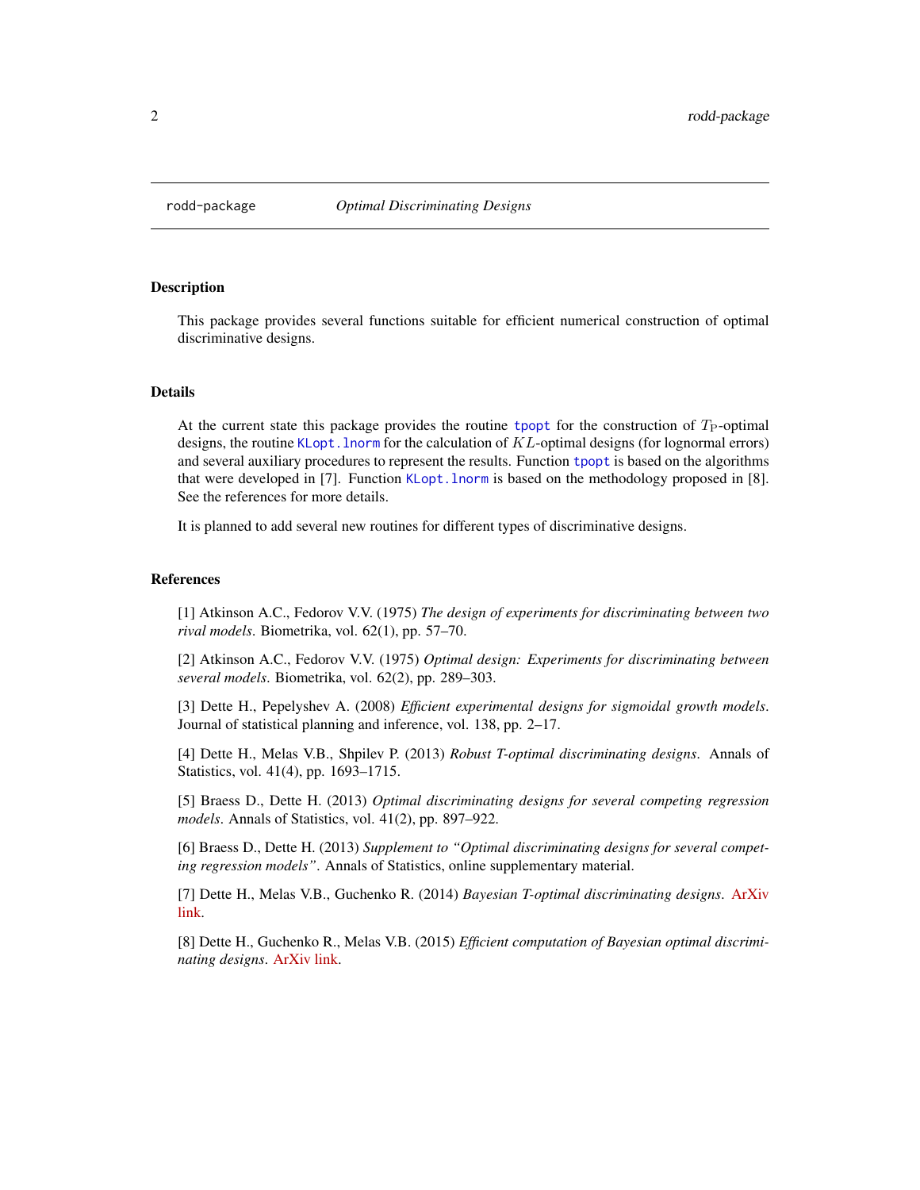`rodd-package` *Optimal Discriminating Designs*

## Description

This package provides several functions suitable for efficient numerical construction of optimal discriminative designs.

## Details

At the current state this package provides the routine `tpopt` for the construction of $T_{\mathrm{P}}$-optimal designs, the routine `KLopt.lnorm` for the calculation of $KL$-optimal designs (for lognormal errors) and several auxiliary procedures to represent the results. Function `tpopt` is based on the algorithms that were developed in [7]. Function `KLopt.lnorm` is based on the methodology proposed in [8]. See the references for more details.

It is planned to add several new routines for different types of discriminative designs.

## References

[1] Atkinson A.C., Fedorov V.V. (1975) *The design of experiments for discriminating between two rival models*. Biometrika, vol. 62(1), pp. 57–70.

[2] Atkinson A.C., Fedorov V.V. (1975) *Optimal design: Experiments for discriminating between several models*. Biometrika, vol. 62(2), pp. 289–303.

[3] Dette H., Pepelyshev A. (2008) *Efficient experimental designs for sigmoidal growth models*. Journal of statistical planning and inference, vol. 138, pp. 2–17.

[4] Dette H., Melas V.B., Shpilev P. (2013) *Robust T-optimal discriminating designs*. Annals of Statistics, vol. 41(4), pp. 1693–1715.

[5] Braess D., Dette H. (2013) *Optimal discriminating designs for several competing regression models*. Annals of Statistics, vol. 41(2), pp. 897–922.

[6] Braess D., Dette H. (2013) *Supplement to "Optimal discriminating designs for several competing regression models"*. Annals of Statistics, online supplementary material.

[7] Dette H., Melas V.B., Guchenko R. (2014) *Bayesian T-optimal discriminating designs*. ArXiv link.

[8] Dette H., Guchenko R., Melas V.B. (2015) *Efficient computation of Bayesian optimal discriminating designs*. ArXiv link.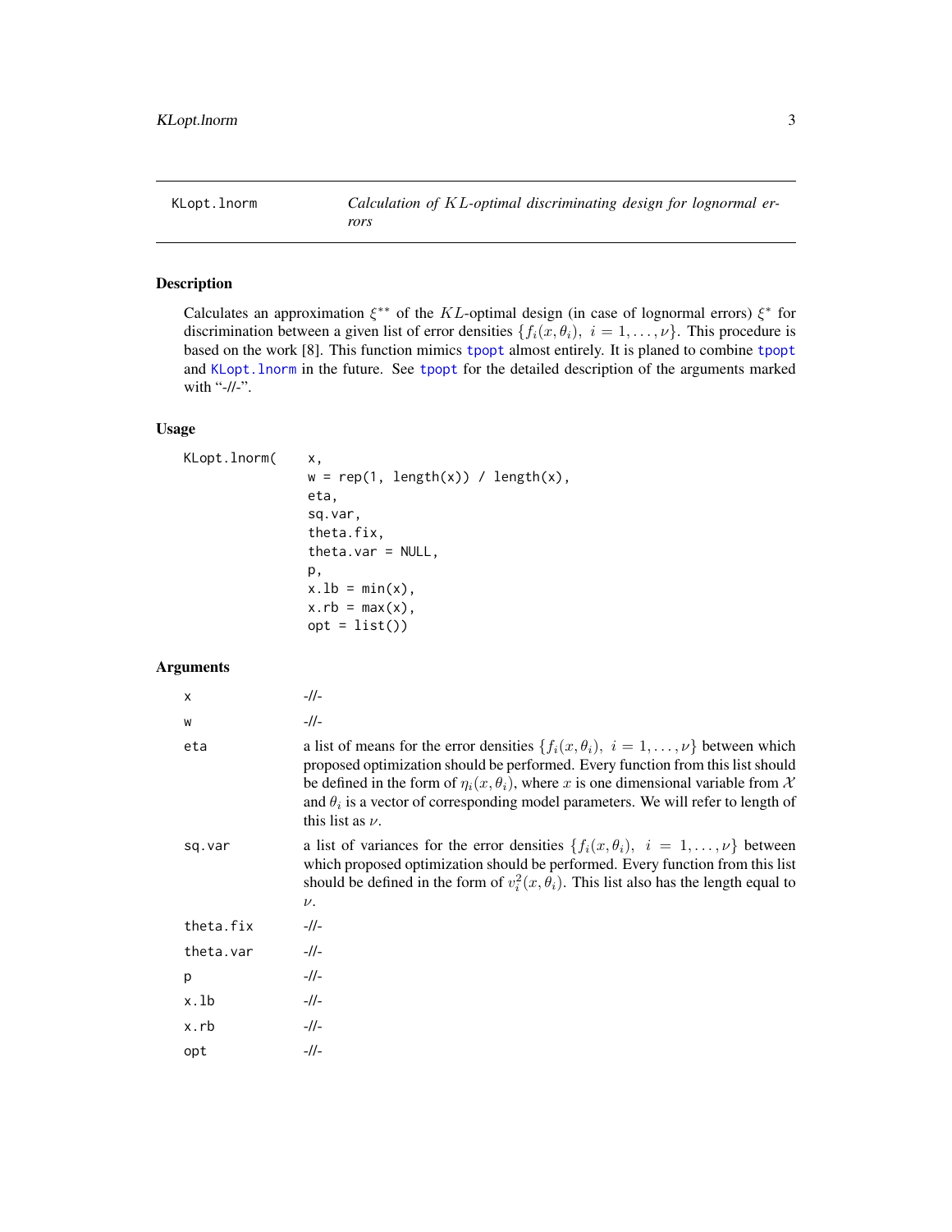KLopt.lnorm — *Calculation of $KL$-optimal discriminating design for lognormal errors*

## Description

Calculates an approximation $\xi^{**}$ of the $KL$-optimal design (in case of lognormal errors) $\xi^*$ for discrimination between a given list of error densities $\{f_i(x, \theta_i),\ i = 1, \dots, \nu\}$. This procedure is based on the work [8]. This function mimics tpopt almost entirely. It is planed to combine tpopt and KLopt.lnorm in the future. See tpopt for the detailed description of the arguments marked with "-//-".

## Usage

```
KLopt.lnorm(    x,
                w = rep(1, length(x)) / length(x),
                eta,
                sq.var,
                theta.fix,
                theta.var = NULL,
                p,
                x.lb = min(x),
                x.rb = max(x),
                opt = list())
```

## Arguments

| | |
|---|---|
| x | -//- |
| w | -//- |
| eta | a list of means for the error densities $\{f_i(x, \theta_i),\ i = 1, \dots, \nu\}$ between which proposed optimization should be performed. Every function from this list should be defined in the form of $\eta_i(x, \theta_i)$, where $x$ is one dimensional variable from $\mathcal{X}$ and $\theta_i$ is a vector of corresponding model parameters. We will refer to length of this list as $\nu$. |
| sq.var | a list of variances for the error densities $\{f_i(x, \theta_i),\ i = 1, \dots, \nu\}$ between which proposed optimization should be performed. Every function from this list should be defined in the form of $v_i^2(x, \theta_i)$. This list also has the length equal to $\nu$. |
| theta.fix | -//- |
| theta.var | -//- |
| p | -//- |
| x.lb | -//- |
| x.rb | -//- |
| opt | -//- |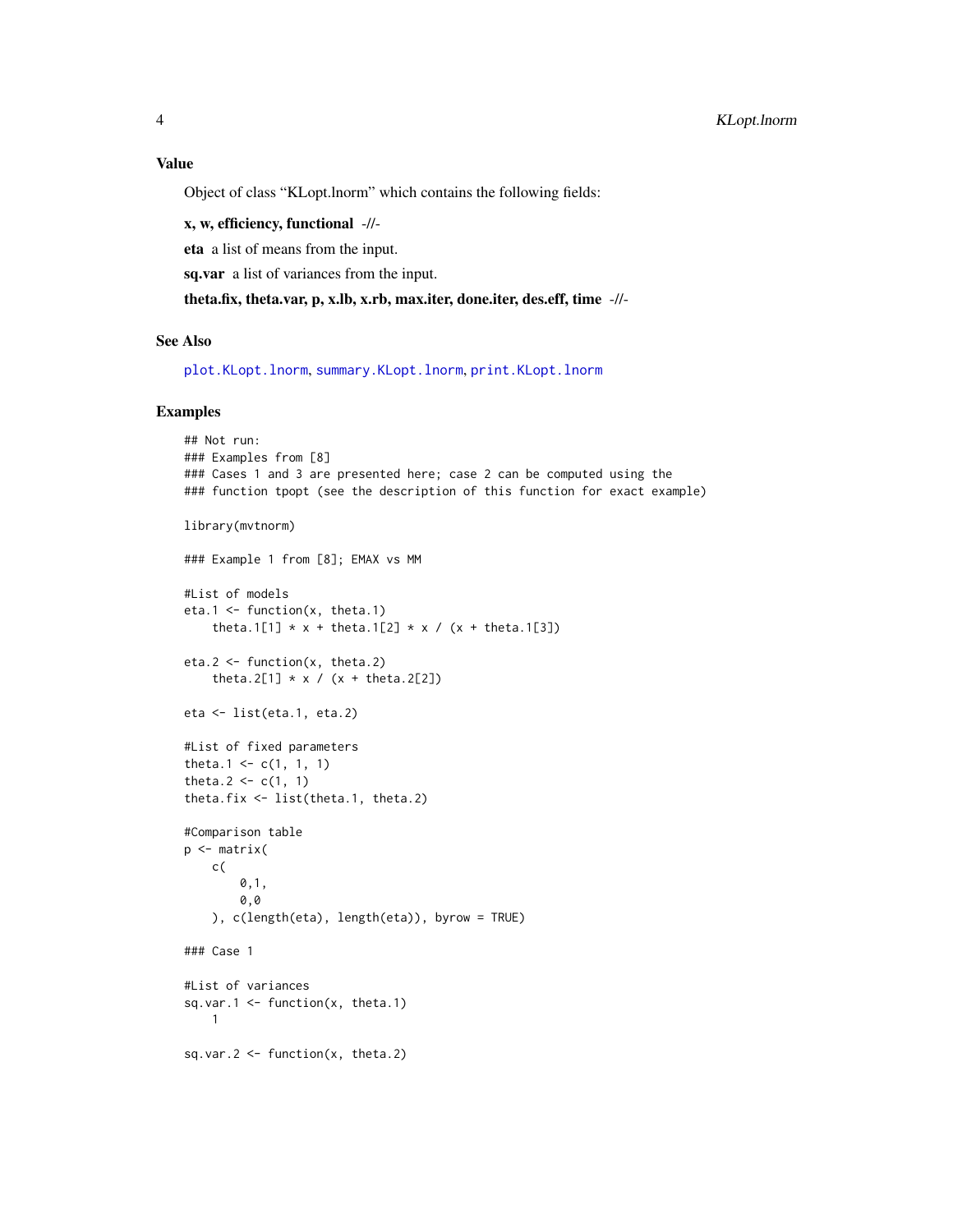### Value

Object of class "KLopt.lnorm" which contains the following fields:

**x, w, efficiency, functional** -//-

**eta** a list of means from the input.

**sq.var** a list of variances from the input.

**theta.fix, theta.var, p, x.lb, x.rb, max.iter, done.iter, des.eff, time** -//-

### See Also

plot.KLopt.lnorm, summary.KLopt.lnorm, print.KLopt.lnorm

### Examples

```
## Not run:
### Examples from [8]
### Cases 1 and 3 are presented here; case 2 can be computed using the
### function tpopt (see the description of this function for exact example)

library(mvtnorm)

### Example 1 from [8]; EMAX vs MM

#List of models
eta.1 <- function(x, theta.1)
    theta.1[1] * x + theta.1[2] * x / (x + theta.1[3])

eta.2 <- function(x, theta.2)
    theta.2[1] * x / (x + theta.2[2])

eta <- list(eta.1, eta.2)

#List of fixed parameters
theta.1 <- c(1, 1, 1)
theta.2 <- c(1, 1)
theta.fix <- list(theta.1, theta.2)

#Comparison table
p <- matrix(
    c(
        0,1,
        0,0
    ), c(length(eta), length(eta)), byrow = TRUE)

### Case 1

#List of variances
sq.var.1 <- function(x, theta.1)
    1

sq.var.2 <- function(x, theta.2)
```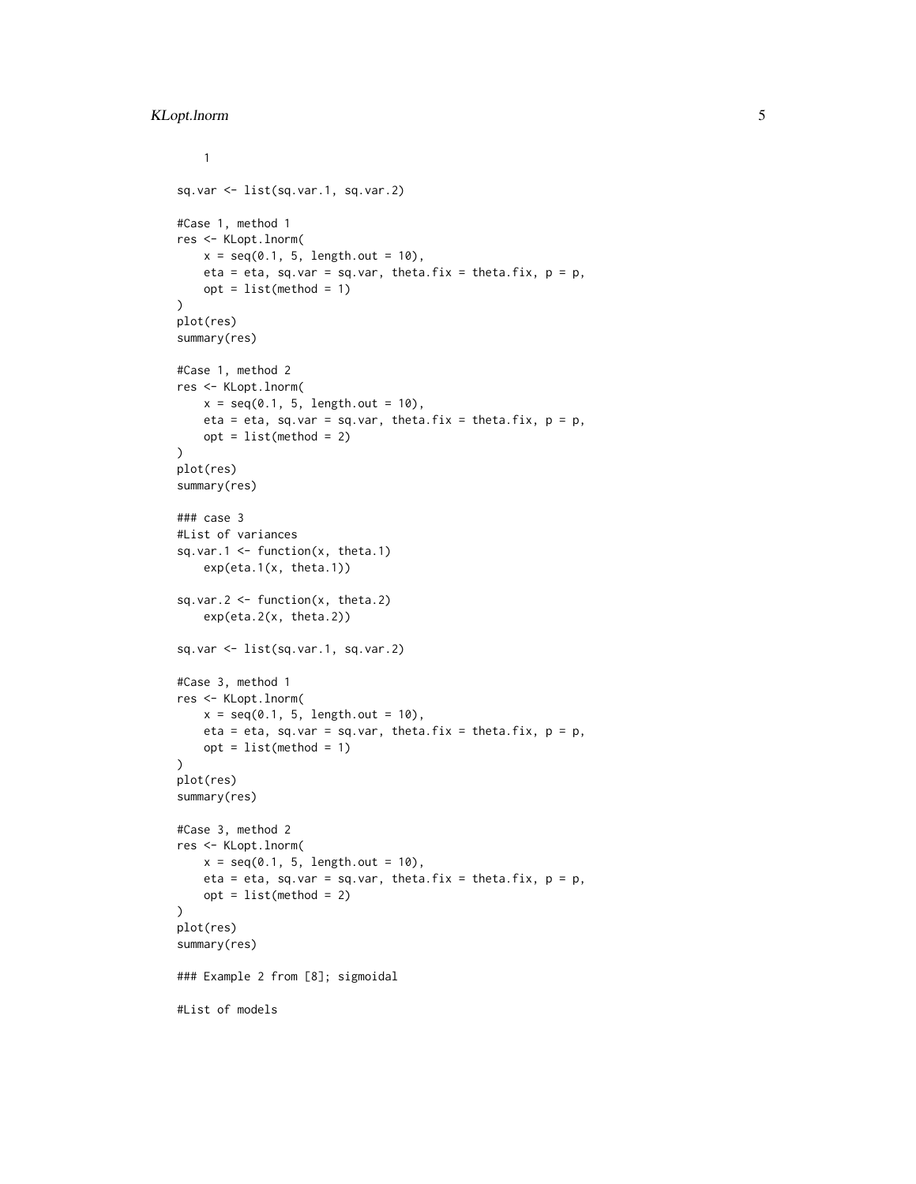```
    1

sq.var <- list(sq.var.1, sq.var.2)

#Case 1, method 1
res <- KLopt.lnorm(
    x = seq(0.1, 5, length.out = 10),
    eta = eta, sq.var = sq.var, theta.fix = theta.fix, p = p,
    opt = list(method = 1)
)
plot(res)
summary(res)

#Case 1, method 2
res <- KLopt.lnorm(
    x = seq(0.1, 5, length.out = 10),
    eta = eta, sq.var = sq.var, theta.fix = theta.fix, p = p,
    opt = list(method = 2)
)
plot(res)
summary(res)

### case 3
#List of variances
sq.var.1 <- function(x, theta.1)
    exp(eta.1(x, theta.1))

sq.var.2 <- function(x, theta.2)
    exp(eta.2(x, theta.2))

sq.var <- list(sq.var.1, sq.var.2)

#Case 3, method 1
res <- KLopt.lnorm(
    x = seq(0.1, 5, length.out = 10),
    eta = eta, sq.var = sq.var, theta.fix = theta.fix, p = p,
    opt = list(method = 1)
)
plot(res)
summary(res)

#Case 3, method 2
res <- KLopt.lnorm(
    x = seq(0.1, 5, length.out = 10),
    eta = eta, sq.var = sq.var, theta.fix = theta.fix, p = p,
    opt = list(method = 2)
)
plot(res)
summary(res)

### Example 2 from [8]; sigmoidal

#List of models
```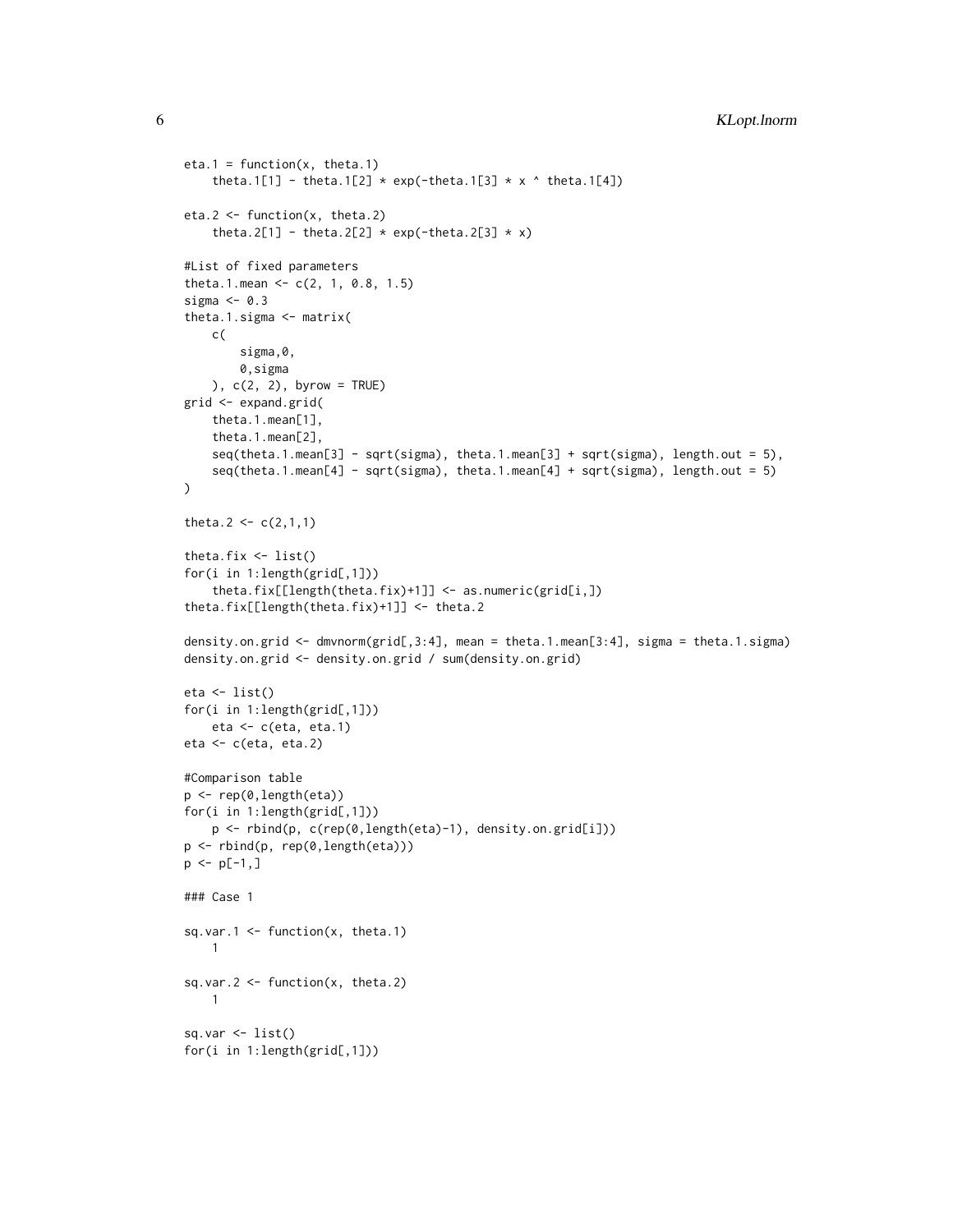```
eta.1 = function(x, theta.1)
    theta.1[1] - theta.1[2] * exp(-theta.1[3] * x ^ theta.1[4])

eta.2 <- function(x, theta.2)
    theta.2[1] - theta.2[2] * exp(-theta.2[3] * x)

#List of fixed parameters
theta.1.mean <- c(2, 1, 0.8, 1.5)
sigma <- 0.3
theta.1.sigma <- matrix(
    c(
        sigma,0,
        0,sigma
    ), c(2, 2), byrow = TRUE)
grid <- expand.grid(
    theta.1.mean[1],
    theta.1.mean[2],
    seq(theta.1.mean[3] - sqrt(sigma), theta.1.mean[3] + sqrt(sigma), length.out = 5),
    seq(theta.1.mean[4] - sqrt(sigma), theta.1.mean[4] + sqrt(sigma), length.out = 5)
)

theta.2 <- c(2,1,1)

theta.fix <- list()
for(i in 1:length(grid[,1]))
    theta.fix[[length(theta.fix)+1]] <- as.numeric(grid[i,])
theta.fix[[length(theta.fix)+1]] <- theta.2

density.on.grid <- dmvnorm(grid[,3:4], mean = theta.1.mean[3:4], sigma = theta.1.sigma)
density.on.grid <- density.on.grid / sum(density.on.grid)

eta <- list()
for(i in 1:length(grid[,1]))
    eta <- c(eta, eta.1)
eta <- c(eta, eta.2)

#Comparison table
p <- rep(0,length(eta))
for(i in 1:length(grid[,1]))
    p <- rbind(p, c(rep(0,length(eta)-1), density.on.grid[i]))
p <- rbind(p, rep(0,length(eta)))
p <- p[-1,]

### Case 1

sq.var.1 <- function(x, theta.1)
    1

sq.var.2 <- function(x, theta.2)
    1

sq.var <- list()
for(i in 1:length(grid[,1]))
```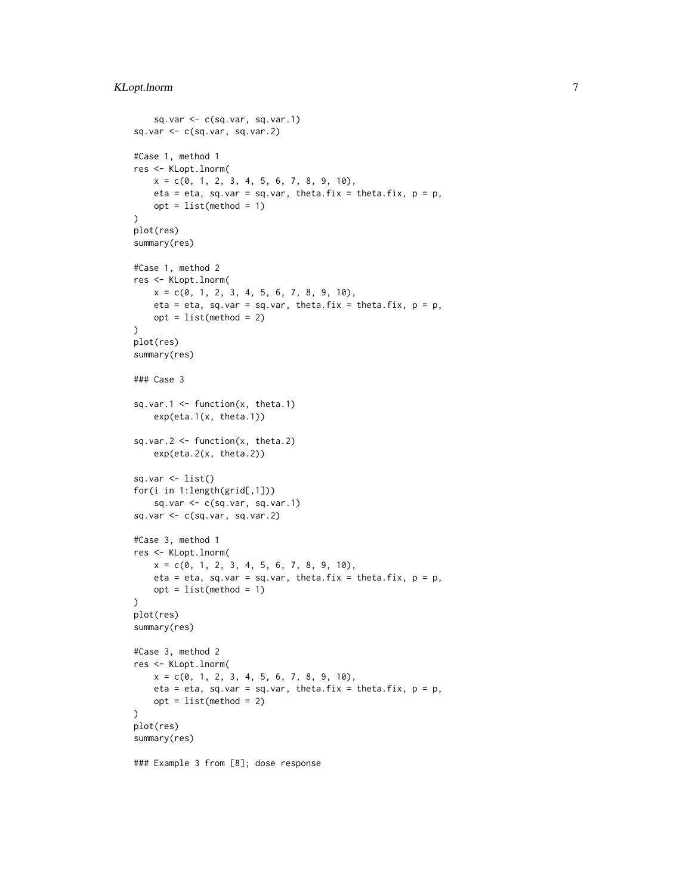```
    sq.var <- c(sq.var, sq.var.1)
sq.var <- c(sq.var, sq.var.2)

#Case 1, method 1
res <- KLopt.lnorm(
    x = c(0, 1, 2, 3, 4, 5, 6, 7, 8, 9, 10),
    eta = eta, sq.var = sq.var, theta.fix = theta.fix, p = p,
    opt = list(method = 1)
)
plot(res)
summary(res)

#Case 1, method 2
res <- KLopt.lnorm(
    x = c(0, 1, 2, 3, 4, 5, 6, 7, 8, 9, 10),
    eta = eta, sq.var = sq.var, theta.fix = theta.fix, p = p,
    opt = list(method = 2)
)
plot(res)
summary(res)

### Case 3

sq.var.1 <- function(x, theta.1)
    exp(eta.1(x, theta.1))

sq.var.2 <- function(x, theta.2)
    exp(eta.2(x, theta.2))

sq.var <- list()
for(i in 1:length(grid[,1]))
    sq.var <- c(sq.var, sq.var.1)
sq.var <- c(sq.var, sq.var.2)

#Case 3, method 1
res <- KLopt.lnorm(
    x = c(0, 1, 2, 3, 4, 5, 6, 7, 8, 9, 10),
    eta = eta, sq.var = sq.var, theta.fix = theta.fix, p = p,
    opt = list(method = 1)
)
plot(res)
summary(res)

#Case 3, method 2
res <- KLopt.lnorm(
    x = c(0, 1, 2, 3, 4, 5, 6, 7, 8, 9, 10),
    eta = eta, sq.var = sq.var, theta.fix = theta.fix, p = p,
    opt = list(method = 2)
)
plot(res)
summary(res)

### Example 3 from [8]; dose response
```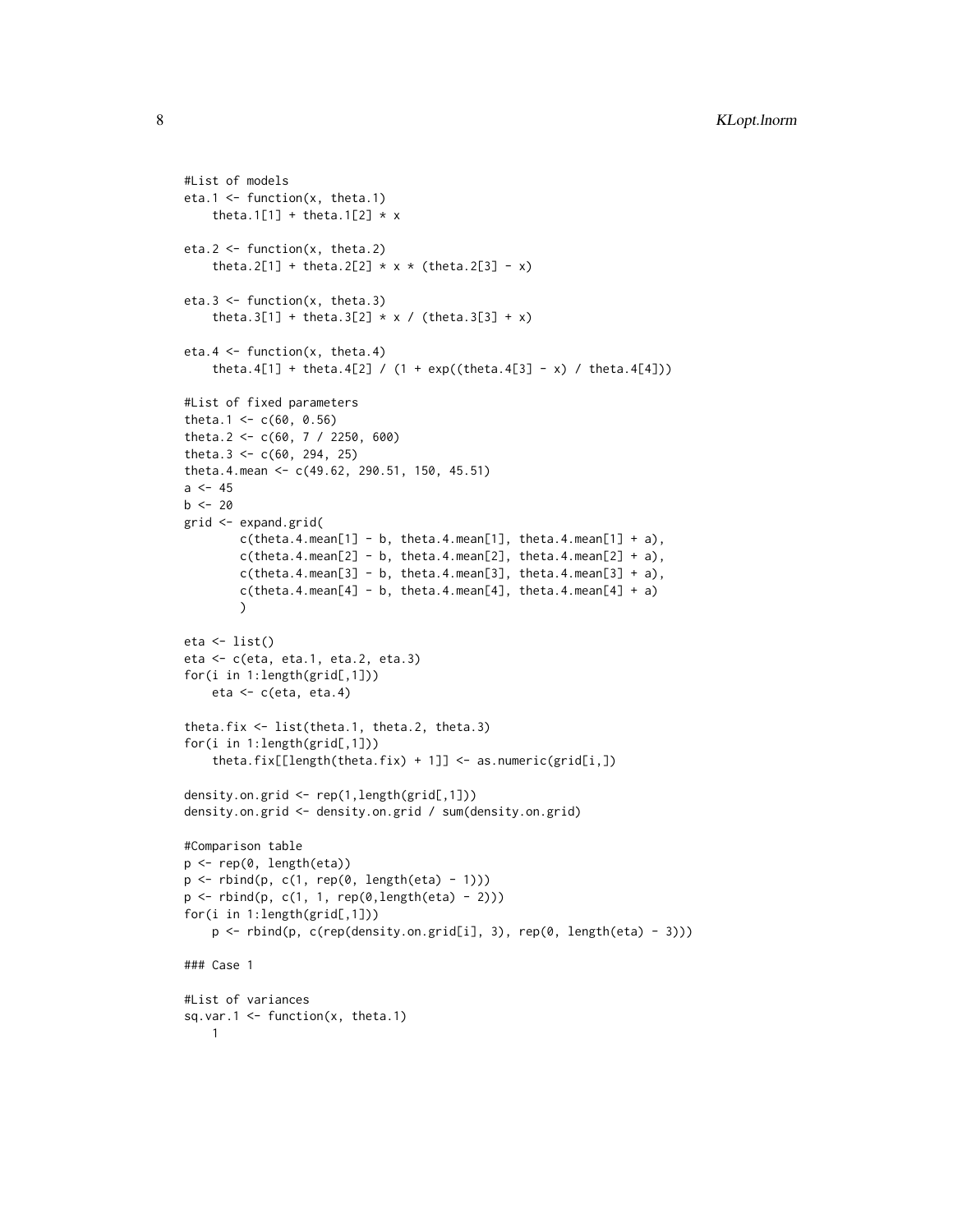```
#List of models
eta.1 <- function(x, theta.1)
    theta.1[1] + theta.1[2] * x

eta.2 <- function(x, theta.2)
    theta.2[1] + theta.2[2] * x * (theta.2[3] - x)

eta.3 <- function(x, theta.3)
    theta.3[1] + theta.3[2] * x / (theta.3[3] + x)

eta.4 <- function(x, theta.4)
    theta.4[1] + theta.4[2] / (1 + exp((theta.4[3] - x) / theta.4[4]))

#List of fixed parameters
theta.1 <- c(60, 0.56)
theta.2 <- c(60, 7 / 2250, 600)
theta.3 <- c(60, 294, 25)
theta.4.mean <- c(49.62, 290.51, 150, 45.51)
a <- 45
b <- 20
grid <- expand.grid(
        c(theta.4.mean[1] - b, theta.4.mean[1], theta.4.mean[1] + a),
        c(theta.4.mean[2] - b, theta.4.mean[2], theta.4.mean[2] + a),
        c(theta.4.mean[3] - b, theta.4.mean[3], theta.4.mean[3] + a),
        c(theta.4.mean[4] - b, theta.4.mean[4], theta.4.mean[4] + a)
        )

eta <- list()
eta <- c(eta, eta.1, eta.2, eta.3)
for(i in 1:length(grid[,1]))
    eta <- c(eta, eta.4)

theta.fix <- list(theta.1, theta.2, theta.3)
for(i in 1:length(grid[,1]))
    theta.fix[[length(theta.fix) + 1]] <- as.numeric(grid[i,])

density.on.grid <- rep(1,length(grid[,1]))
density.on.grid <- density.on.grid / sum(density.on.grid)

#Comparison table
p <- rep(0, length(eta))
p <- rbind(p, c(1, rep(0, length(eta) - 1)))
p <- rbind(p, c(1, 1, rep(0,length(eta) - 2)))
for(i in 1:length(grid[,1]))
    p <- rbind(p, c(rep(density.on.grid[i], 3), rep(0, length(eta) - 3)))

### Case 1

#List of variances
sq.var.1 <- function(x, theta.1)
    1
```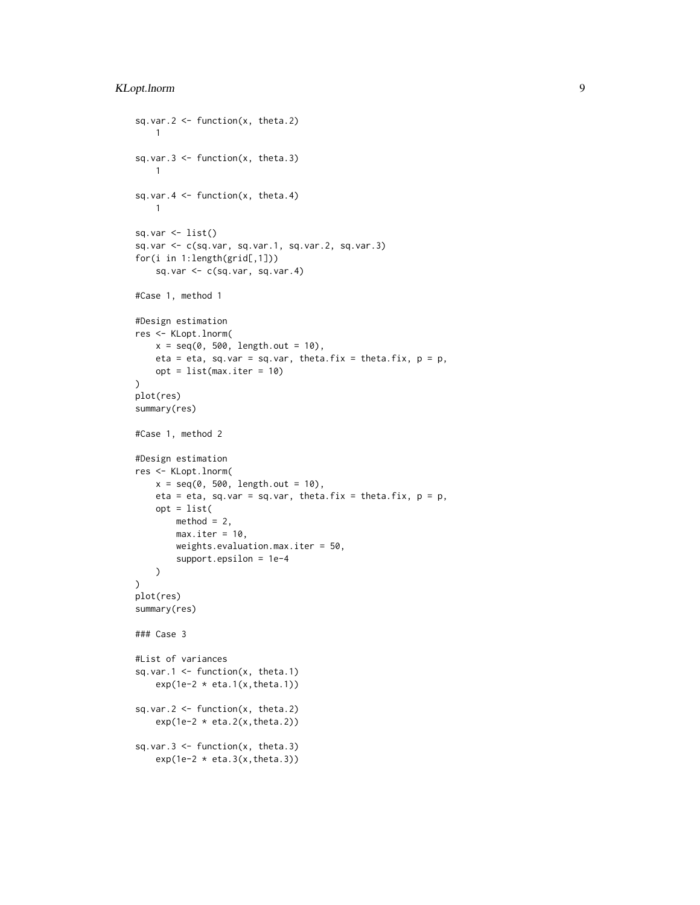```
sq.var.2 <- function(x, theta.2)
    1

sq.var.3 <- function(x, theta.3)
    1

sq.var.4 <- function(x, theta.4)
    1

sq.var <- list()
sq.var <- c(sq.var, sq.var.1, sq.var.2, sq.var.3)
for(i in 1:length(grid[,1]))
    sq.var <- c(sq.var, sq.var.4)

#Case 1, method 1

#Design estimation
res <- KLopt.lnorm(
    x = seq(0, 500, length.out = 10),
    eta = eta, sq.var = sq.var, theta.fix = theta.fix, p = p,
    opt = list(max.iter = 10)
)
plot(res)
summary(res)

#Case 1, method 2

#Design estimation
res <- KLopt.lnorm(
    x = seq(0, 500, length.out = 10),
    eta = eta, sq.var = sq.var, theta.fix = theta.fix, p = p,
    opt = list(
        method = 2,
        max.iter = 10,
        weights.evaluation.max.iter = 50,
        support.epsilon = 1e-4
    )
)
plot(res)
summary(res)

### Case 3

#List of variances
sq.var.1 <- function(x, theta.1)
    exp(1e-2 * eta.1(x,theta.1))

sq.var.2 <- function(x, theta.2)
    exp(1e-2 * eta.2(x,theta.2))

sq.var.3 <- function(x, theta.3)
    exp(1e-2 * eta.3(x,theta.3))
```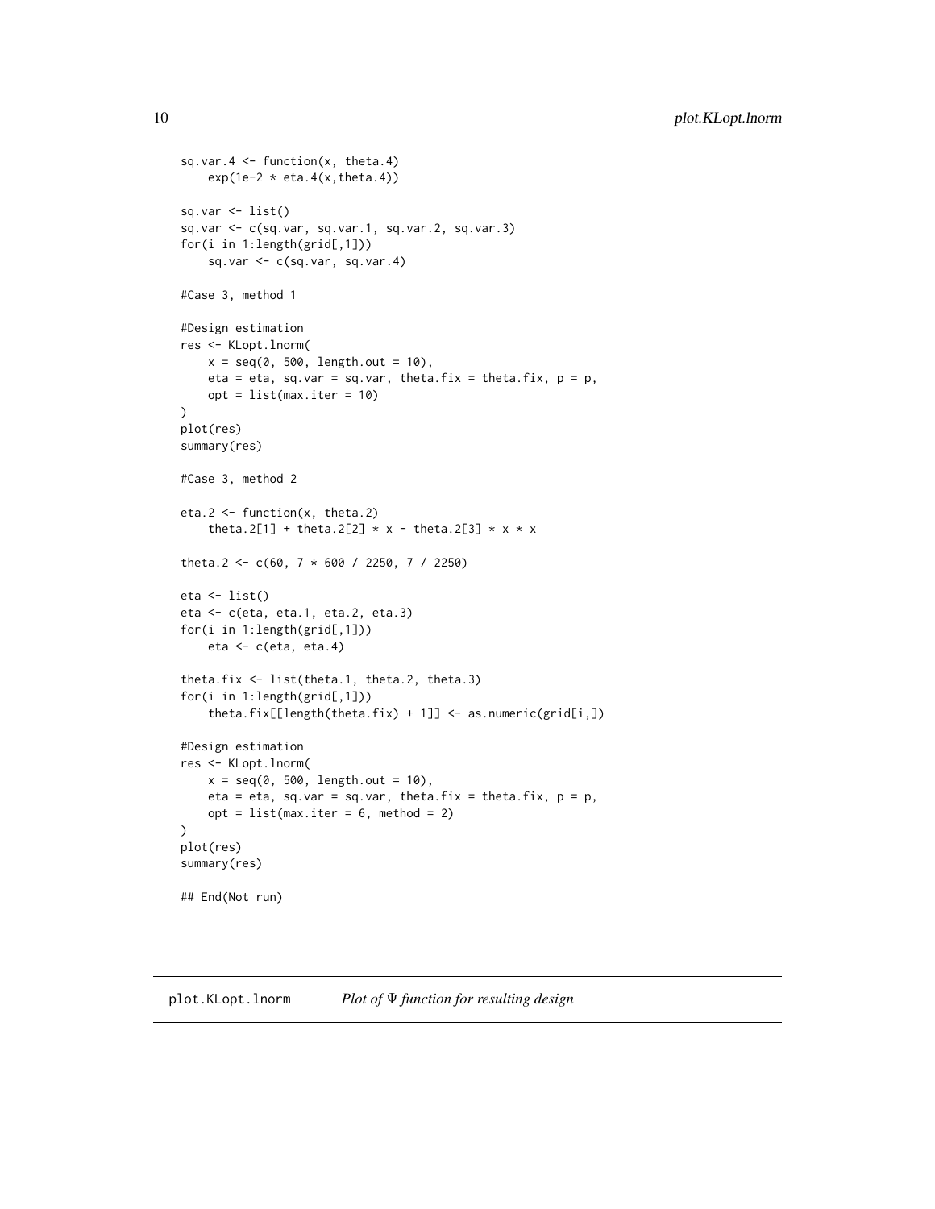```
sq.var.4 <- function(x, theta.4)
    exp(1e-2 * eta.4(x,theta.4))

sq.var <- list()
sq.var <- c(sq.var, sq.var.1, sq.var.2, sq.var.3)
for(i in 1:length(grid[,1]))
    sq.var <- c(sq.var, sq.var.4)

#Case 3, method 1

#Design estimation
res <- KLopt.lnorm(
    x = seq(0, 500, length.out = 10),
    eta = eta, sq.var = sq.var, theta.fix = theta.fix, p = p,
    opt = list(max.iter = 10)
)
plot(res)
summary(res)

#Case 3, method 2

eta.2 <- function(x, theta.2)
    theta.2[1] + theta.2[2] * x - theta.2[3] * x * x

theta.2 <- c(60, 7 * 600 / 2250, 7 / 2250)

eta <- list()
eta <- c(eta, eta.1, eta.2, eta.3)
for(i in 1:length(grid[,1]))
    eta <- c(eta, eta.4)

theta.fix <- list(theta.1, theta.2, theta.3)
for(i in 1:length(grid[,1]))
    theta.fix[[length(theta.fix) + 1]] <- as.numeric(grid[i,])

#Design estimation
res <- KLopt.lnorm(
    x = seq(0, 500, length.out = 10),
    eta = eta, sq.var = sq.var, theta.fix = theta.fix, p = p,
    opt = list(max.iter = 6, method = 2)
)
plot(res)
summary(res)

## End(Not run)
```

---

## plot.KLopt.lnorm *Plot of $\Psi$ function for resulting design*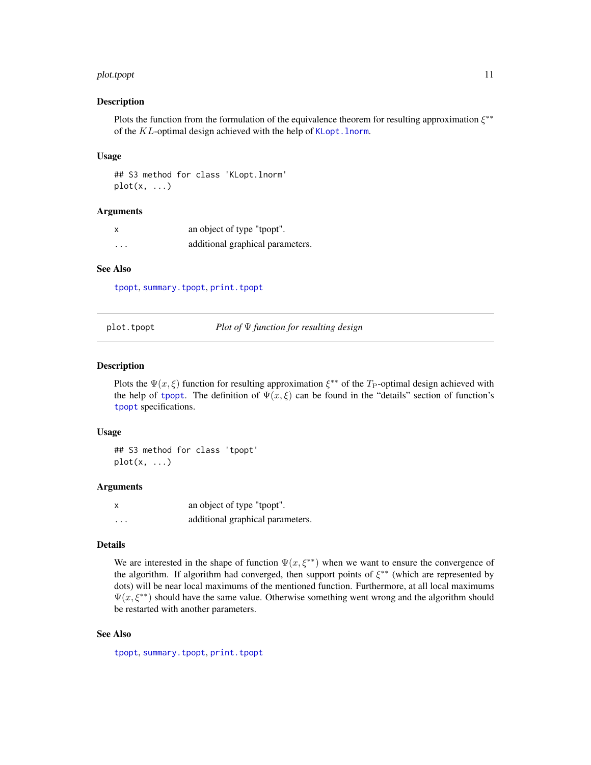## Description

Plots the function from the formulation of the equivalence theorem for resulting approximation $\xi^{**}$ of the $KL$-optimal design achieved with the help of KLopt.lnorm.

## Usage

```
## S3 method for class 'KLopt.lnorm'
plot(x, ...)
```

## Arguments

| | |
|---|---|
| x | an object of type "tpopt". |
| ... | additional graphical parameters. |

## See Also

tpopt, summary.tpopt, print.tpopt

---

# plot.tpopt *Plot of $\Psi$ function for resulting design*

## Description

Plots the $\Psi(x, \xi)$ function for resulting approximation $\xi^{**}$ of the $T_{\mathrm{P}}$-optimal design achieved with the help of tpopt. The definition of $\Psi(x, \xi)$ can be found in the "details" section of function's tpopt specifications.

## Usage

```
## S3 method for class 'tpopt'
plot(x, ...)
```

## Arguments

| | |
|---|---|
| x | an object of type "tpopt". |
| ... | additional graphical parameters. |

## Details

We are interested in the shape of function $\Psi(x, \xi^{**})$ when we want to ensure the convergence of the algorithm. If algorithm had converged, then support points of $\xi^{**}$ (which are represented by dots) will be near local maximums of the mentioned function. Furthermore, at all local maximums $\Psi(x, \xi^{**})$ should have the same value. Otherwise something went wrong and the algorithm should be restarted with another parameters.

## See Also

tpopt, summary.tpopt, print.tpopt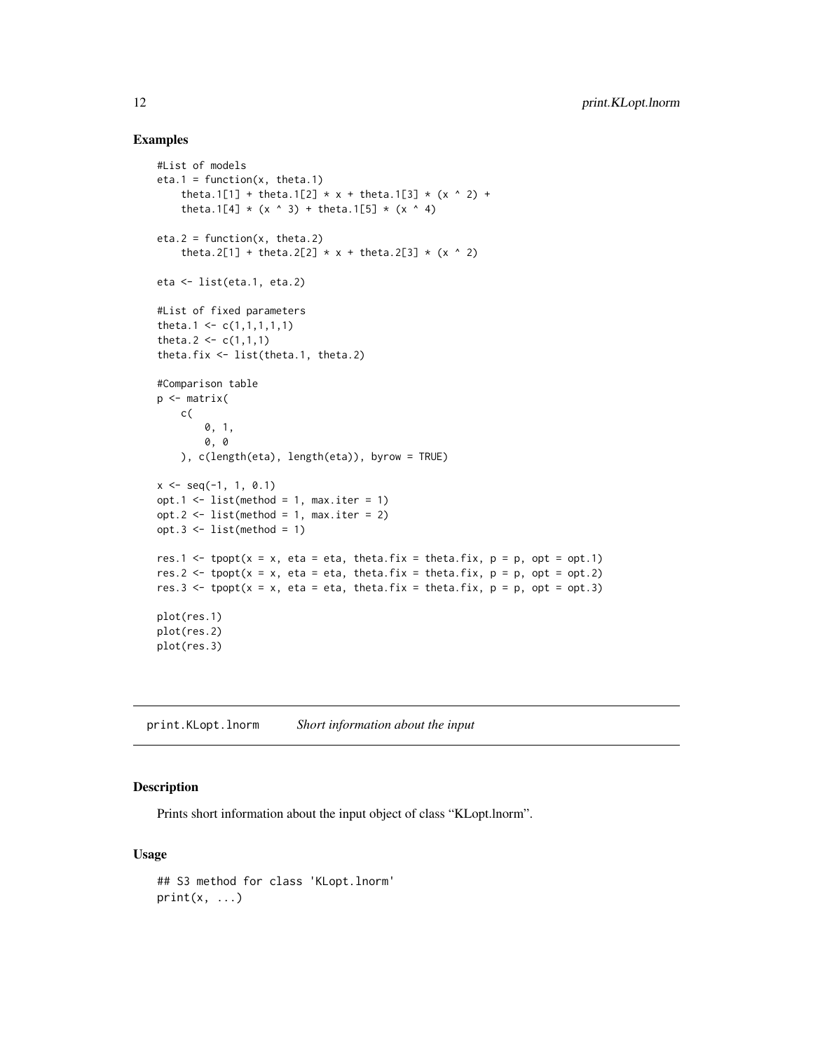## Examples

```
#List of models
eta.1 = function(x, theta.1)
    theta.1[1] + theta.1[2] * x + theta.1[3] * (x ^ 2) +
    theta.1[4] * (x ^ 3) + theta.1[5] * (x ^ 4)

eta.2 = function(x, theta.2)
    theta.2[1] + theta.2[2] * x + theta.2[3] * (x ^ 2)

eta <- list(eta.1, eta.2)

#List of fixed parameters
theta.1 <- c(1,1,1,1,1)
theta.2 <- c(1,1,1)
theta.fix <- list(theta.1, theta.2)

#Comparison table
p <- matrix(
    c(
        0, 1,
        0, 0
    ), c(length(eta), length(eta)), byrow = TRUE)

x <- seq(-1, 1, 0.1)
opt.1 <- list(method = 1, max.iter = 1)
opt.2 <- list(method = 1, max.iter = 2)
opt.3 <- list(method = 1)

res.1 <- tpopt(x = x, eta = eta, theta.fix = theta.fix, p = p, opt = opt.1)
res.2 <- tpopt(x = x, eta = eta, theta.fix = theta.fix, p = p, opt = opt.2)
res.3 <- tpopt(x = x, eta = eta, theta.fix = theta.fix, p = p, opt = opt.3)

plot(res.1)
plot(res.2)
plot(res.3)
```

---

# print.KLopt.lnorm *Short information about the input*

## Description

Prints short information about the input object of class "KLopt.lnorm".

## Usage

```
## S3 method for class 'KLopt.lnorm'
print(x, ...)
```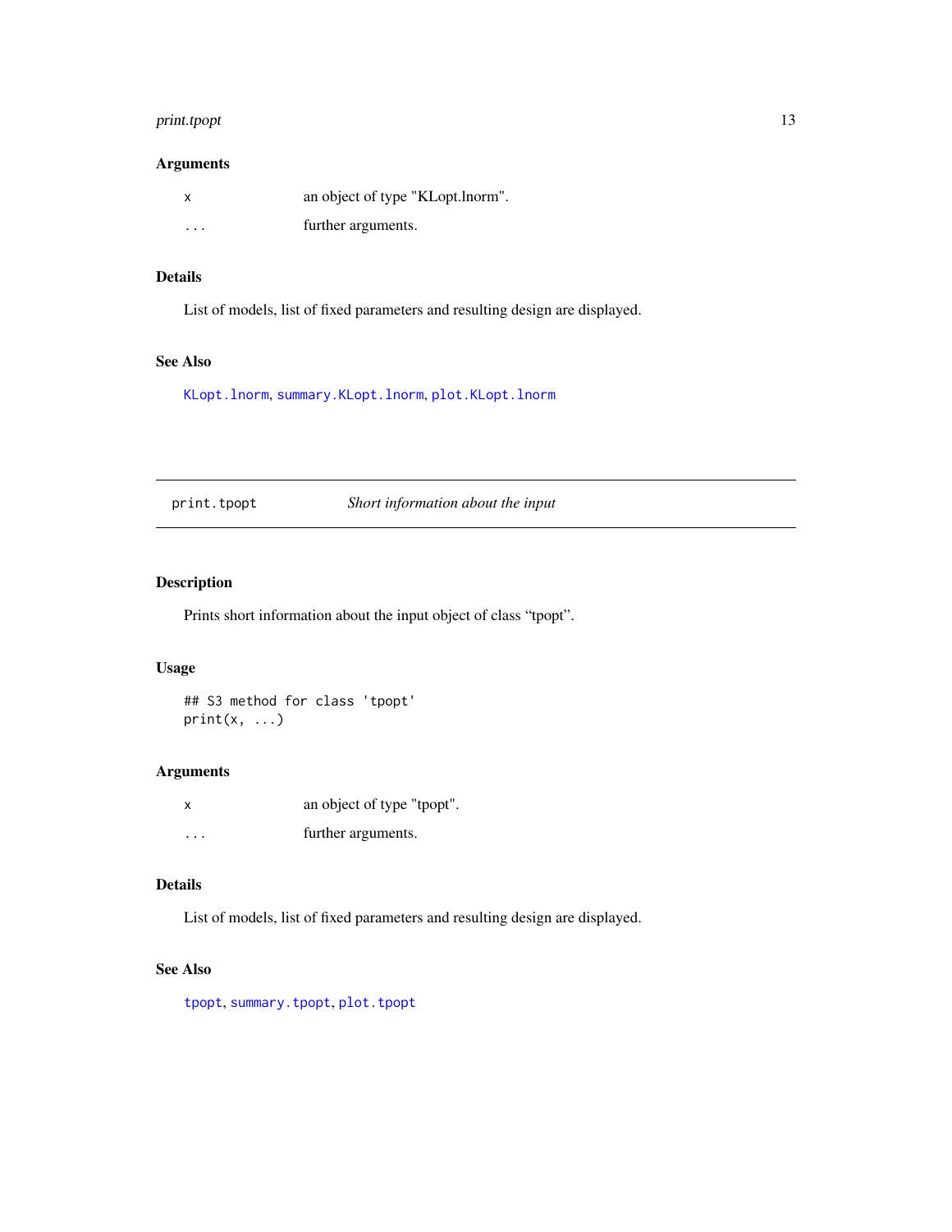## Arguments

| | |
|---|---|
| `x` | an object of type "KLopt.lnorm". |
| `...` | further arguments. |

## Details

List of models, list of fixed parameters and resulting design are displayed.

## See Also

`KLopt.lnorm`, `summary.KLopt.lnorm`, `plot.KLopt.lnorm`

---

# print.tpopt — *Short information about the input*

---

## Description

Prints short information about the input object of class "tpopt".

## Usage

```
## S3 method for class 'tpopt'
print(x, ...)
```

## Arguments

| | |
|---|---|
| `x` | an object of type "tpopt". |
| `...` | further arguments. |

## Details

List of models, list of fixed parameters and resulting design are displayed.

## See Also

`tpopt`, `summary.tpopt`, `plot.tpopt`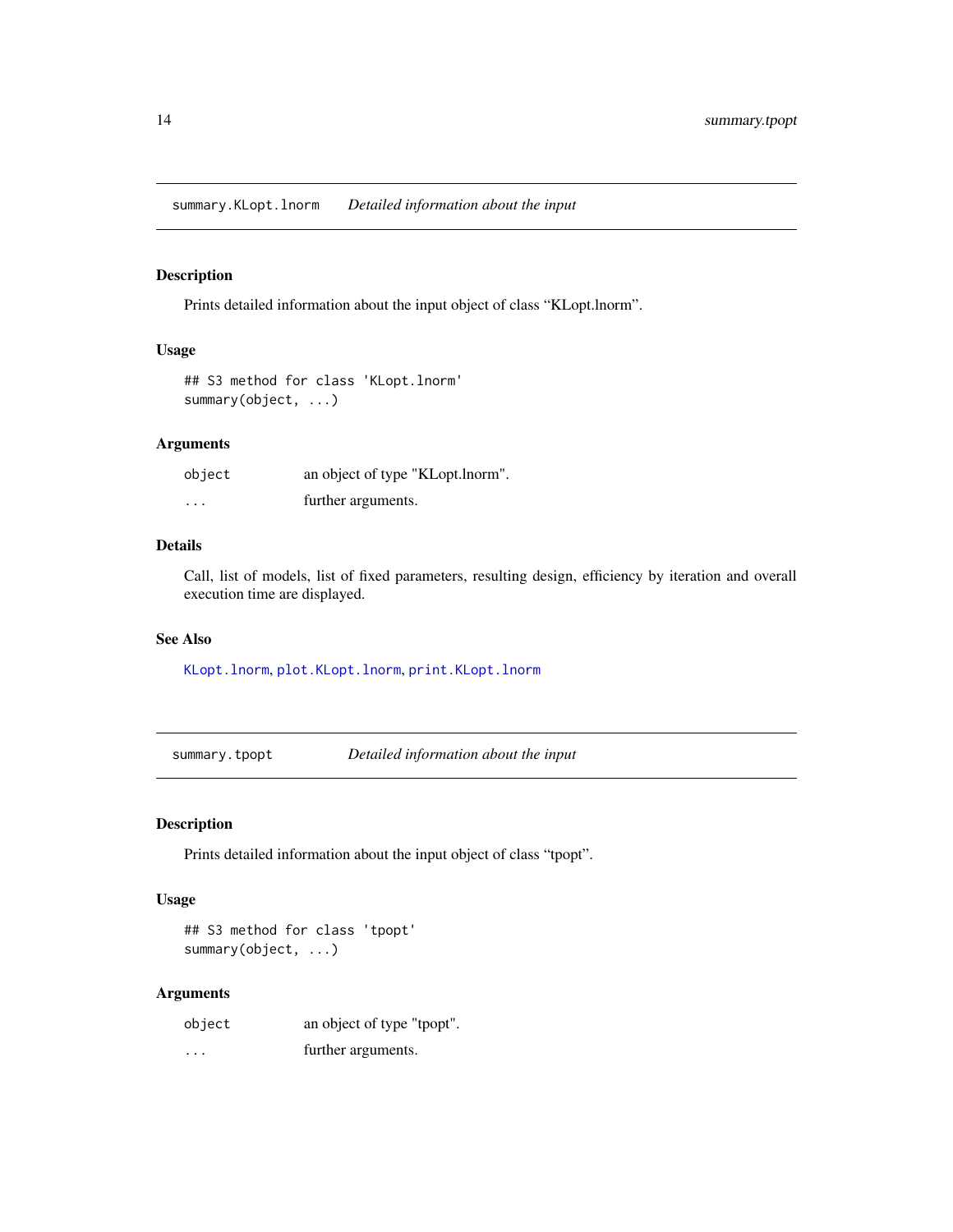## `summary.KLopt.lnorm` *Detailed information about the input*

### Description

Prints detailed information about the input object of class "KLopt.lnorm".

### Usage

```
## S3 method for class 'KLopt.lnorm'
summary(object, ...)
```

### Arguments

| | |
|---|---|
| `object` | an object of type "KLopt.lnorm". |
| `...` | further arguments. |

### Details

Call, list of models, list of fixed parameters, resulting design, efficiency by iteration and overall execution time are displayed.

### See Also

`KLopt.lnorm`, `plot.KLopt.lnorm`, `print.KLopt.lnorm`

## `summary.tpopt` *Detailed information about the input*

### Description

Prints detailed information about the input object of class "tpopt".

### Usage

```
## S3 method for class 'tpopt'
summary(object, ...)
```

### Arguments

| | |
|---|---|
| `object` | an object of type "tpopt". |
| `...` | further arguments. |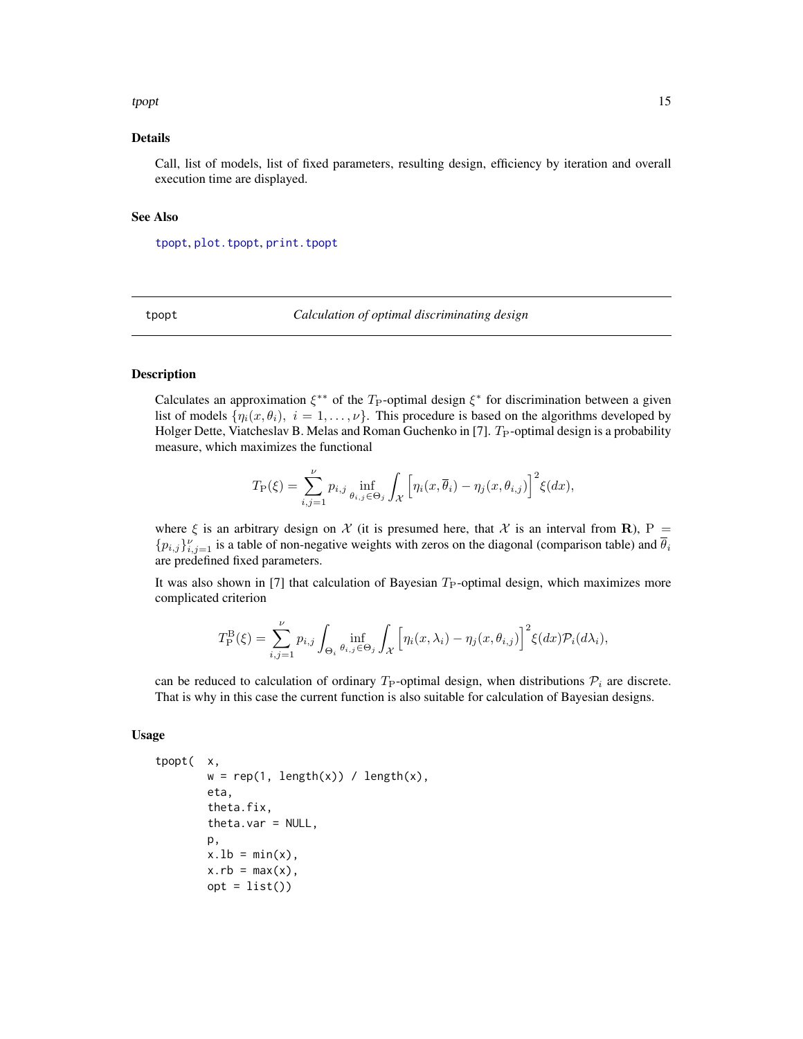## Details

Call, list of models, list of fixed parameters, resulting design, efficiency by iteration and overall execution time are displayed.

## See Also

`tpopt`, `plot.tpopt`, `print.tpopt`

---

tpopt *Calculation of optimal discriminating design*

---

## Description

Calculates an approximation $\xi^{**}$ of the $T_{\mathrm{P}}$-optimal design $\xi^{*}$ for discrimination between a given list of models $\{\eta_i(x,\theta_i),\ i = 1,\ldots,\nu\}$. This procedure is based on the algorithms developed by Holger Dette, Viatcheslav B. Melas and Roman Guchenko in [7]. $T_{\mathrm{P}}$-optimal design is a probability measure, which maximizes the functional

$$T_{\mathrm{P}}(\xi) = \sum_{i,j=1}^{\nu} p_{i,j} \inf_{\theta_{i,j} \in \Theta_j} \int_{\mathcal{X}} \Big[\eta_i(x,\overline{\theta}_i) - \eta_j(x,\theta_{i,j})\Big]^2 \xi(dx),$$

where $\xi$ is an arbitrary design on $\mathcal{X}$ (it is presumed here, that $\mathcal{X}$ is an interval from $\mathbf{R}$), $\mathrm{P} = \{p_{i,j}\}_{i,j=1}^{\nu}$ is a table of non-negative weights with zeros on the diagonal (comparison table) and $\overline{\theta}_i$ are predefined fixed parameters.

It was also shown in [7] that calculation of Bayesian $T_{\mathrm{P}}$-optimal design, which maximizes more complicated criterion

$$T_{\mathrm{P}}^{\mathrm{B}}(\xi) = \sum_{i,j=1}^{\nu} p_{i,j} \int_{\Theta_i} \inf_{\theta_{i,j} \in \Theta_j} \int_{\mathcal{X}} \Big[\eta_i(x,\lambda_i) - \eta_j(x,\theta_{i,j})\Big]^2 \xi(dx) \mathcal{P}_i(d\lambda_i),$$

can be reduced to calculation of ordinary $T_{\mathrm{P}}$-optimal design, when distributions $\mathcal{P}_i$ are discrete. That is why in this case the current function is also suitable for calculation of Bayesian designs.

## Usage

```
tpopt(  x,
        w = rep(1, length(x)) / length(x),
        eta,
        theta.fix,
        theta.var = NULL,
        p,
        x.lb = min(x),
        x.rb = max(x),
        opt = list())
```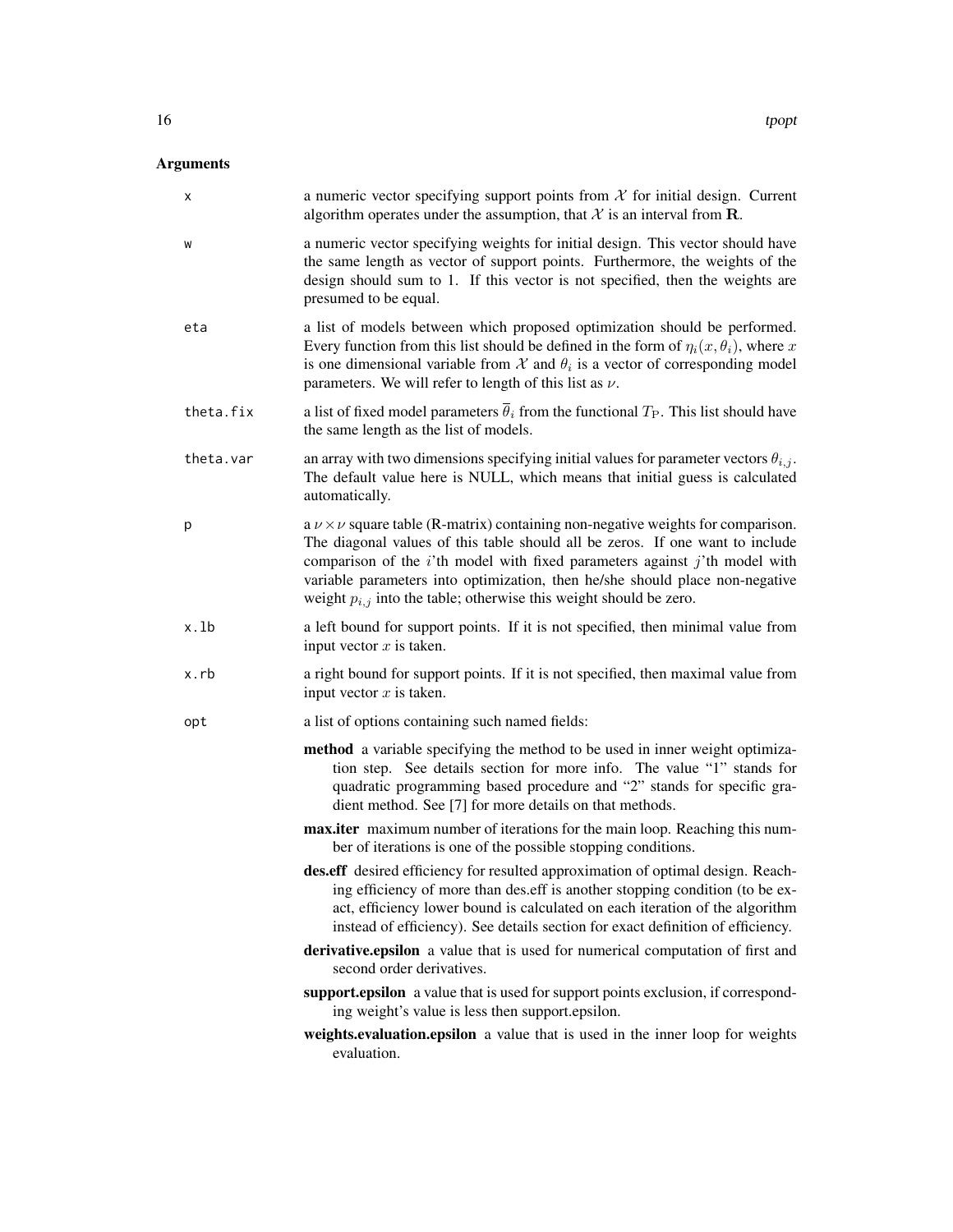## Arguments

- `x` — a numeric vector specifying support points from $\mathcal{X}$ for initial design. Current algorithm operates under the assumption, that $\mathcal{X}$ is an interval from $\mathbf{R}$.
- `w` — a numeric vector specifying weights for initial design. This vector should have the same length as vector of support points. Furthermore, the weights of the design should sum to 1. If this vector is not specified, then the weights are presumed to be equal.
- `eta` — a list of models between which proposed optimization should be performed. Every function from this list should be defined in the form of $\eta_i(x, \theta_i)$, where $x$ is one dimensional variable from $\mathcal{X}$ and $\theta_i$ is a vector of corresponding model parameters. We will refer to length of this list as $\nu$.
- `theta.fix` — a list of fixed model parameters $\overline{\theta}_i$ from the functional $T_{\mathrm{P}}$. This list should have the same length as the list of models.
- `theta.var` — an array with two dimensions specifying initial values for parameter vectors $\theta_{i,j}$. The default value here is NULL, which means that initial guess is calculated automatically.
- `p` — a $\nu \times \nu$ square table (R-matrix) containing non-negative weights for comparison. The diagonal values of this table should all be zeros. If one want to include comparison of the $i$'th model with fixed parameters against $j$'th model with variable parameters into optimization, then he/she should place non-negative weight $p_{i,j}$ into the table; otherwise this weight should be zero.
- `x.lb` — a left bound for support points. If it is not specified, then minimal value from input vector $x$ is taken.
- `x.rb` — a right bound for support points. If it is not specified, then maximal value from input vector $x$ is taken.
- `opt` — a list of options containing such named fields:
  - **method** a variable specifying the method to be used in inner weight optimization step. See details section for more info. The value "1" stands for quadratic programming based procedure and "2" stands for specific gradient method. See [7] for more details on that methods.
  - **max.iter** maximum number of iterations for the main loop. Reaching this number of iterations is one of the possible stopping conditions.
  - **des.eff** desired efficiency for resulted approximation of optimal design. Reaching efficiency of more than des.eff is another stopping condition (to be exact, efficiency lower bound is calculated on each iteration of the algorithm instead of efficiency). See details section for exact definition of efficiency.
  - **derivative.epsilon** a value that is used for numerical computation of first and second order derivatives.
  - **support.epsilon** a value that is used for support points exclusion, if corresponding weight's value is less then support.epsilon.
  - **weights.evaluation.epsilon** a value that is used in the inner loop for weights evaluation.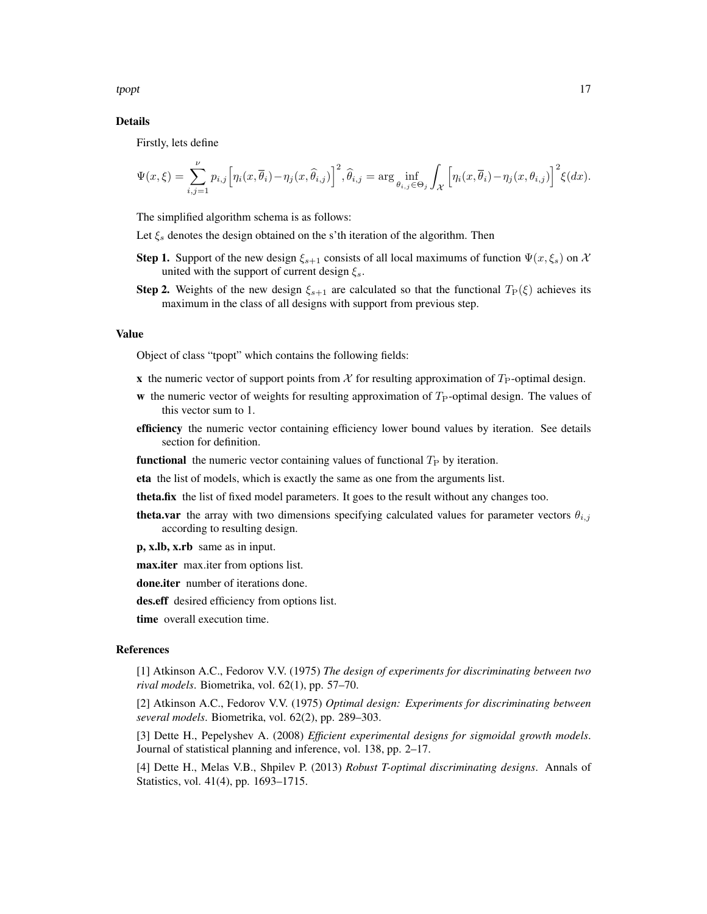## Details

Firstly, lets define

$$\Psi(x,\xi) = \sum_{i,j=1}^{\nu} p_{i,j}\Big[\eta_i(x,\overline{\theta}_i) - \eta_j(x,\widehat{\theta}_{i,j})\Big]^2, \widehat{\theta}_{i,j} = \arg\inf_{\theta_{i,j}\in\Theta_j}\int_{\mathcal{X}}\Big[\eta_i(x,\overline{\theta}_i) - \eta_j(x,\theta_{i,j})\Big]^2\xi(dx).$$

The simplified algorithm schema is as follows:

Let $\xi_s$ denotes the design obtained on the s'th iteration of the algorithm. Then

**Step 1.** Support of the new design $\xi_{s+1}$ consists of all local maximums of function $\Psi(x,\xi_s)$ on $\mathcal{X}$ united with the support of current design $\xi_s$.

**Step 2.** Weights of the new design $\xi_{s+1}$ are calculated so that the functional $T_{\mathrm{P}}(\xi)$ achieves its maximum in the class of all designs with support from previous step.

## Value

Object of class "tpopt" which contains the following fields:

**x** the numeric vector of support points from $\mathcal{X}$ for resulting approximation of $T_{\mathrm{P}}$-optimal design.

**w** the numeric vector of weights for resulting approximation of $T_{\mathrm{P}}$-optimal design. The values of this vector sum to 1.

**efficiency** the numeric vector containing efficiency lower bound values by iteration. See details section for definition.

**functional** the numeric vector containing values of functional $T_{\mathrm{P}}$ by iteration.

**eta** the list of models, which is exactly the same as one from the arguments list.

**theta.fix** the list of fixed model parameters. It goes to the result without any changes too.

**theta.var** the array with two dimensions specifying calculated values for parameter vectors $\theta_{i,j}$ according to resulting design.

**p, x.lb, x.rb** same as in input.

**max.iter** max.iter from options list.

**done.iter** number of iterations done.

**des.eff** desired efficiency from options list.

**time** overall execution time.

## References

[1] Atkinson A.C., Fedorov V.V. (1975) *The design of experiments for discriminating between two rival models*. Biometrika, vol. 62(1), pp. 57–70.

[2] Atkinson A.C., Fedorov V.V. (1975) *Optimal design: Experiments for discriminating between several models*. Biometrika, vol. 62(2), pp. 289–303.

[3] Dette H., Pepelyshev A. (2008) *Efficient experimental designs for sigmoidal growth models*. Journal of statistical planning and inference, vol. 138, pp. 2–17.

[4] Dette H., Melas V.B., Shpilev P. (2013) *Robust T-optimal discriminating designs*. Annals of Statistics, vol. 41(4), pp. 1693–1715.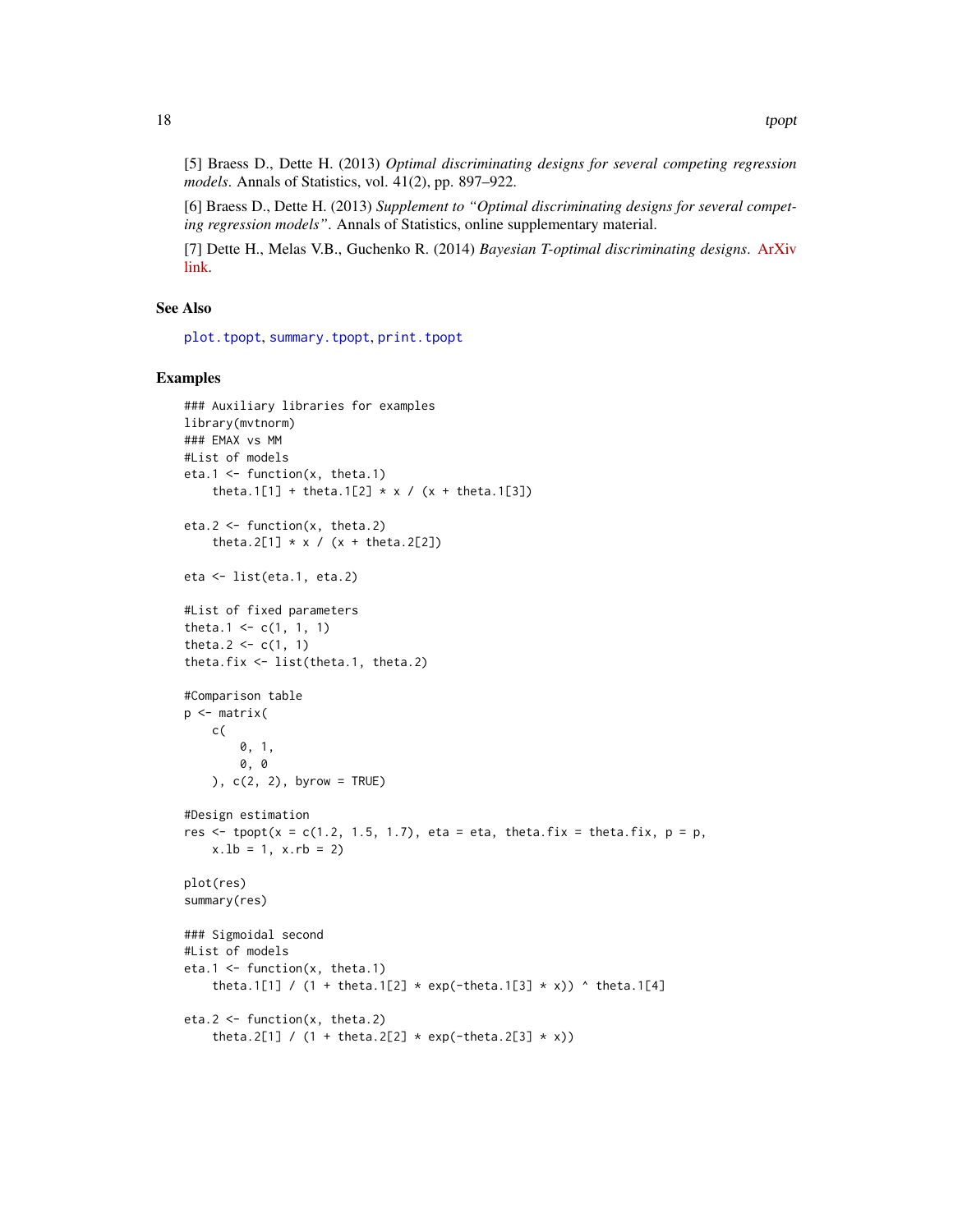[5] Braess D., Dette H. (2013) *Optimal discriminating designs for several competing regression models*. Annals of Statistics, vol. 41(2), pp. 897–922.

[6] Braess D., Dette H. (2013) *Supplement to "Optimal discriminating designs for several competing regression models"*. Annals of Statistics, online supplementary material.

[7] Dette H., Melas V.B., Guchenko R. (2014) *Bayesian T-optimal discriminating designs*. ArXiv link.

## See Also

plot.tpopt, summary.tpopt, print.tpopt

## Examples

```
### Auxiliary libraries for examples
library(mvtnorm)
### EMAX vs MM
#List of models
eta.1 <- function(x, theta.1)
    theta.1[1] + theta.1[2] * x / (x + theta.1[3])

eta.2 <- function(x, theta.2)
    theta.2[1] * x / (x + theta.2[2])

eta <- list(eta.1, eta.2)

#List of fixed parameters
theta.1 <- c(1, 1, 1)
theta.2 <- c(1, 1)
theta.fix <- list(theta.1, theta.2)

#Comparison table
p <- matrix(
    c(
        0, 1,
        0, 0
    ), c(2, 2), byrow = TRUE)

#Design estimation
res <- tpopt(x = c(1.2, 1.5, 1.7), eta = eta, theta.fix = theta.fix, p = p,
    x.lb = 1, x.rb = 2)

plot(res)
summary(res)

### Sigmoidal second
#List of models
eta.1 <- function(x, theta.1)
    theta.1[1] / (1 + theta.1[2] * exp(-theta.1[3] * x)) ^ theta.1[4]

eta.2 <- function(x, theta.2)
    theta.2[1] / (1 + theta.2[2] * exp(-theta.2[3] * x))
```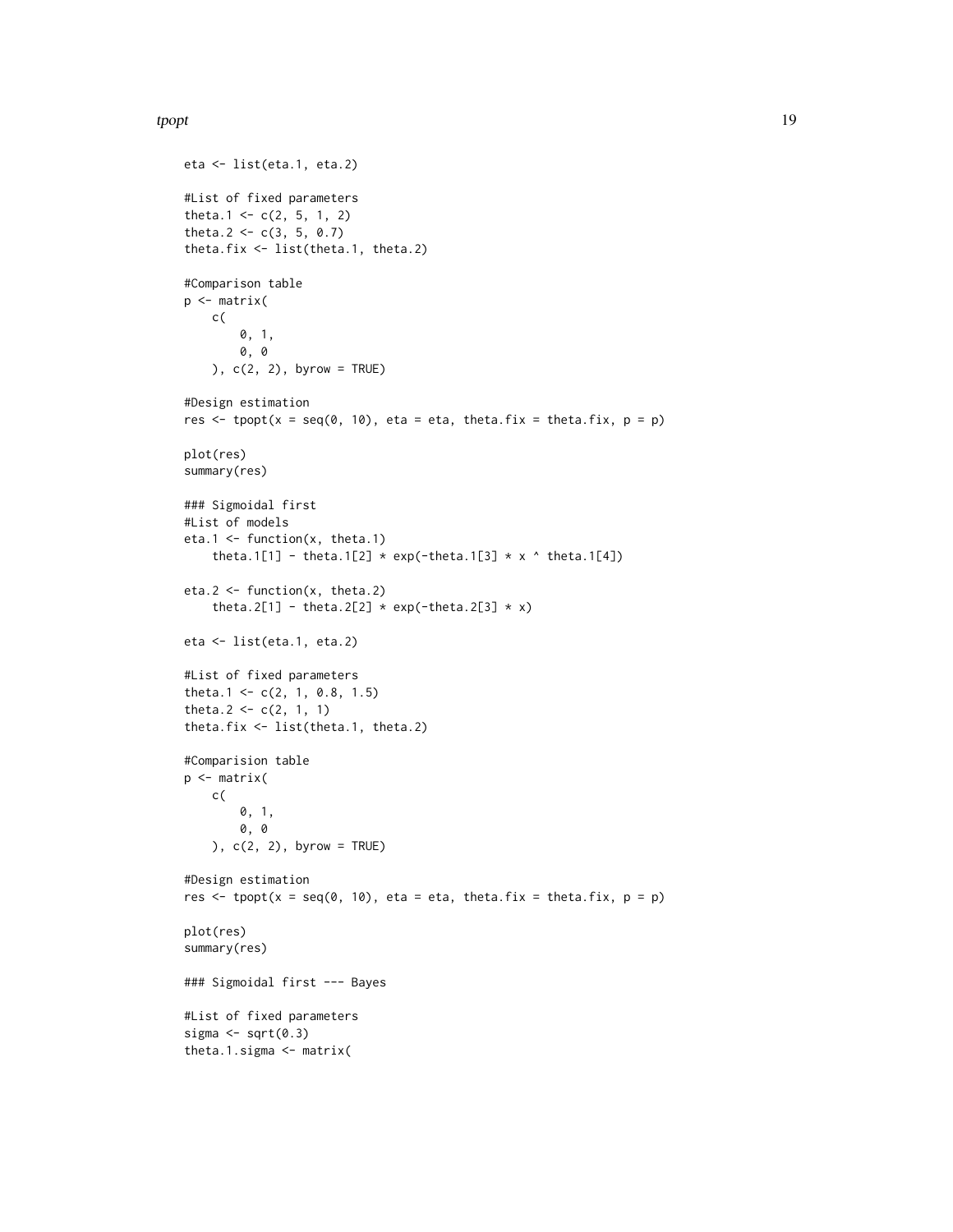```
eta <- list(eta.1, eta.2)

#List of fixed parameters
theta.1 <- c(2, 5, 1, 2)
theta.2 <- c(3, 5, 0.7)
theta.fix <- list(theta.1, theta.2)

#Comparison table
p <- matrix(
    c(
        0, 1,
        0, 0
    ), c(2, 2), byrow = TRUE)

#Design estimation
res <- tpopt(x = seq(0, 10), eta = eta, theta.fix = theta.fix, p = p)

plot(res)
summary(res)

### Sigmoidal first
#List of models
eta.1 <- function(x, theta.1)
    theta.1[1] - theta.1[2] * exp(-theta.1[3] * x ^ theta.1[4])

eta.2 <- function(x, theta.2)
    theta.2[1] - theta.2[2] * exp(-theta.2[3] * x)

eta <- list(eta.1, eta.2)

#List of fixed parameters
theta.1 <- c(2, 1, 0.8, 1.5)
theta.2 <- c(2, 1, 1)
theta.fix <- list(theta.1, theta.2)

#Comparision table
p <- matrix(
    c(
        0, 1,
        0, 0
    ), c(2, 2), byrow = TRUE)

#Design estimation
res <- tpopt(x = seq(0, 10), eta = eta, theta.fix = theta.fix, p = p)

plot(res)
summary(res)

### Sigmoidal first --- Bayes

#List of fixed parameters
sigma <- sqrt(0.3)
theta.1.sigma <- matrix(
```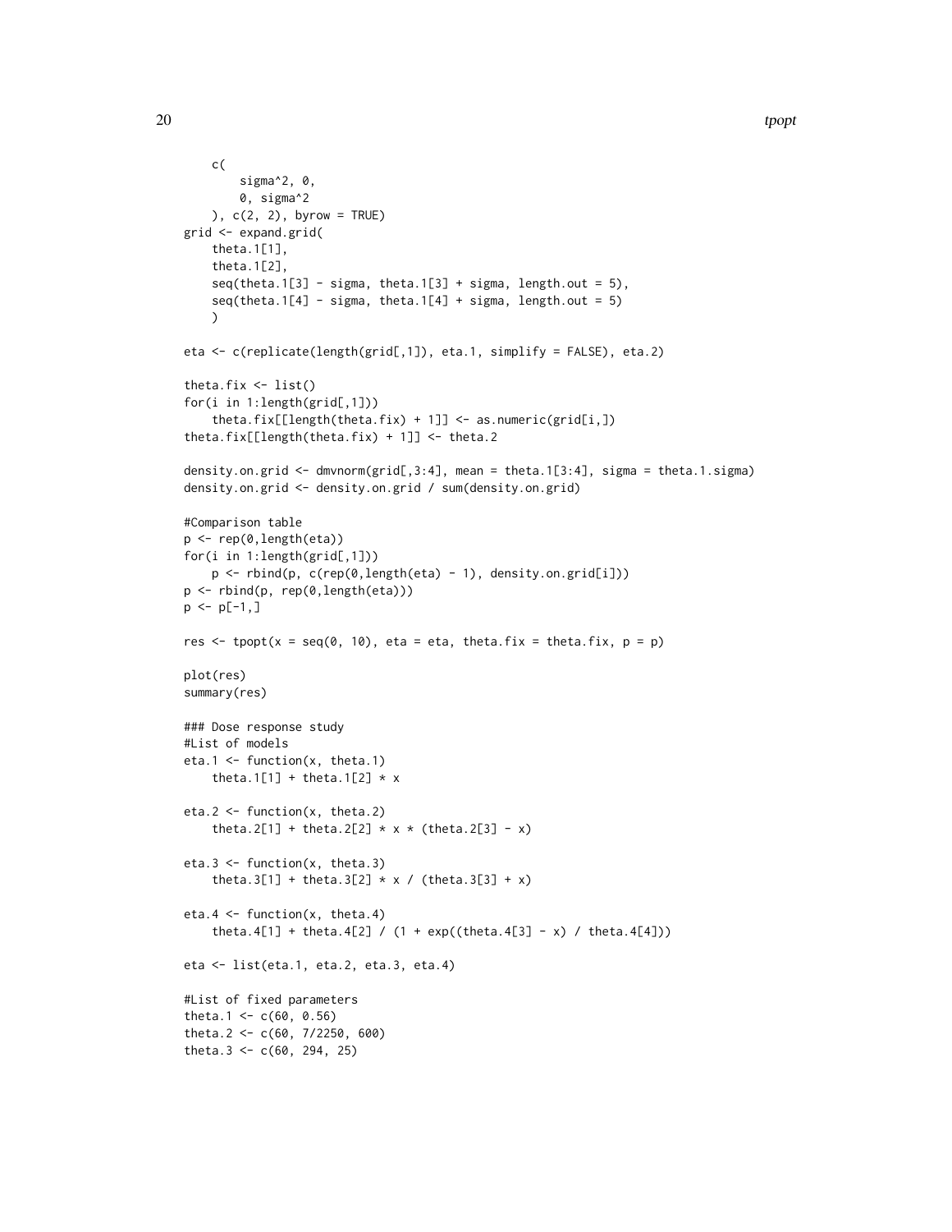```
    c(
        sigma^2, 0,
        0, sigma^2
    ), c(2, 2), byrow = TRUE)
grid <- expand.grid(
    theta.1[1],
    theta.1[2],
    seq(theta.1[3] - sigma, theta.1[3] + sigma, length.out = 5),
    seq(theta.1[4] - sigma, theta.1[4] + sigma, length.out = 5)
    )

eta <- c(replicate(length(grid[,1]), eta.1, simplify = FALSE), eta.2)

theta.fix <- list()
for(i in 1:length(grid[,1]))
    theta.fix[[length(theta.fix) + 1]] <- as.numeric(grid[i,])
theta.fix[[length(theta.fix) + 1]] <- theta.2

density.on.grid <- dmvnorm(grid[,3:4], mean = theta.1[3:4], sigma = theta.1.sigma)
density.on.grid <- density.on.grid / sum(density.on.grid)

#Comparison table
p <- rep(0,length(eta))
for(i in 1:length(grid[,1]))
    p <- rbind(p, c(rep(0,length(eta) - 1), density.on.grid[i]))
p <- rbind(p, rep(0,length(eta)))
p <- p[-1,]

res <- tpopt(x = seq(0, 10), eta = eta, theta.fix = theta.fix, p = p)

plot(res)
summary(res)

### Dose response study
#List of models
eta.1 <- function(x, theta.1)
    theta.1[1] + theta.1[2] * x

eta.2 <- function(x, theta.2)
    theta.2[1] + theta.2[2] * x * (theta.2[3] - x)

eta.3 <- function(x, theta.3)
    theta.3[1] + theta.3[2] * x / (theta.3[3] + x)

eta.4 <- function(x, theta.4)
    theta.4[1] + theta.4[2] / (1 + exp((theta.4[3] - x) / theta.4[4]))

eta <- list(eta.1, eta.2, eta.3, eta.4)

#List of fixed parameters
theta.1 <- c(60, 0.56)
theta.2 <- c(60, 7/2250, 600)
theta.3 <- c(60, 294, 25)
```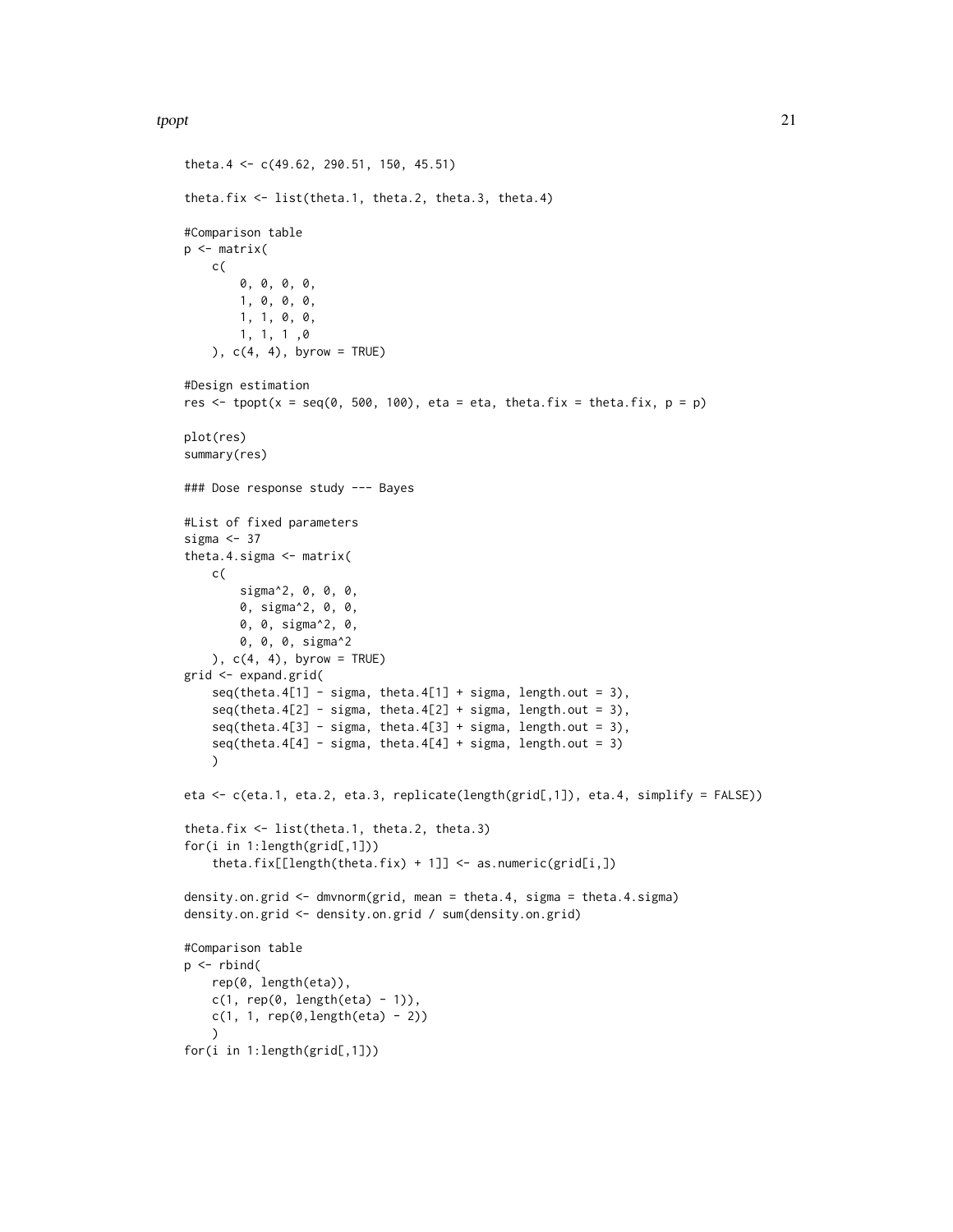```
theta.4 <- c(49.62, 290.51, 150, 45.51)

theta.fix <- list(theta.1, theta.2, theta.3, theta.4)

#Comparison table
p <- matrix(
    c(
        0, 0, 0, 0,
        1, 0, 0, 0,
        1, 1, 0, 0,
        1, 1, 1 ,0
    ), c(4, 4), byrow = TRUE)

#Design estimation
res <- tpopt(x = seq(0, 500, 100), eta = eta, theta.fix = theta.fix, p = p)

plot(res)
summary(res)

### Dose response study --- Bayes

#List of fixed parameters
sigma <- 37
theta.4.sigma <- matrix(
    c(
        sigma^2, 0, 0, 0,
        0, sigma^2, 0, 0,
        0, 0, sigma^2, 0,
        0, 0, 0, sigma^2
    ), c(4, 4), byrow = TRUE)
grid <- expand.grid(
    seq(theta.4[1] - sigma, theta.4[1] + sigma, length.out = 3),
    seq(theta.4[2] - sigma, theta.4[2] + sigma, length.out = 3),
    seq(theta.4[3] - sigma, theta.4[3] + sigma, length.out = 3),
    seq(theta.4[4] - sigma, theta.4[4] + sigma, length.out = 3)
    )

eta <- c(eta.1, eta.2, eta.3, replicate(length(grid[,1]), eta.4, simplify = FALSE))

theta.fix <- list(theta.1, theta.2, theta.3)
for(i in 1:length(grid[,1]))
    theta.fix[[length(theta.fix) + 1]] <- as.numeric(grid[i,])

density.on.grid <- dmvnorm(grid, mean = theta.4, sigma = theta.4.sigma)
density.on.grid <- density.on.grid / sum(density.on.grid)

#Comparison table
p <- rbind(
    rep(0, length(eta)),
    c(1, rep(0, length(eta) - 1)),
    c(1, 1, rep(0,length(eta) - 2))
    )
for(i in 1:length(grid[,1]))
```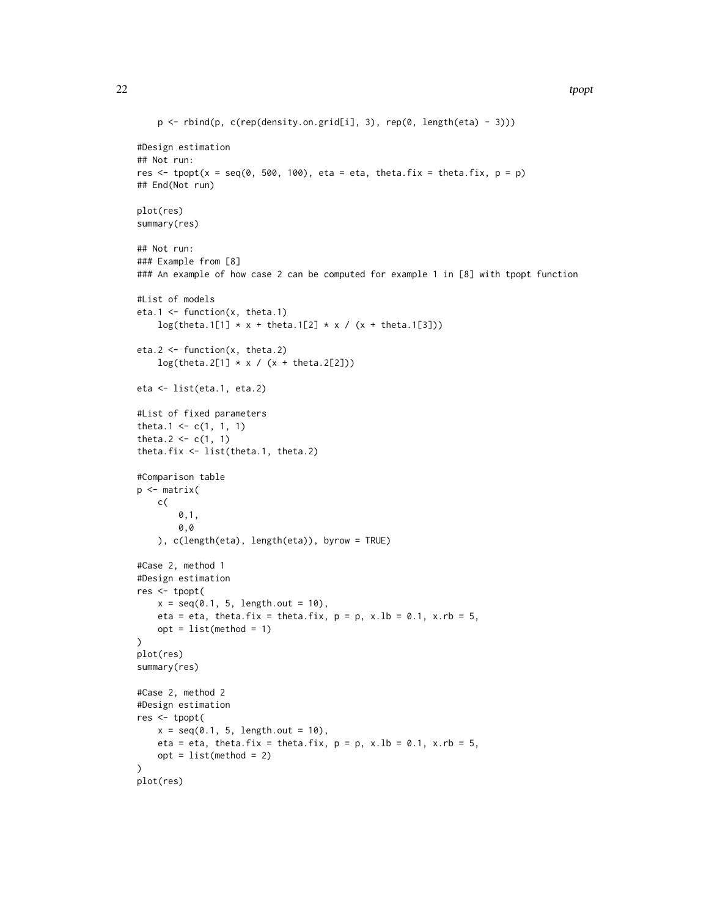```
    p <- rbind(p, c(rep(density.on.grid[i], 3), rep(0, length(eta) - 3)))

#Design estimation
## Not run:
res <- tpopt(x = seq(0, 500, 100), eta = eta, theta.fix = theta.fix, p = p)
## End(Not run)

plot(res)
summary(res)

## Not run:
### Example from [8]
### An example of how case 2 can be computed for example 1 in [8] with tpopt function

#List of models
eta.1 <- function(x, theta.1)
    log(theta.1[1] * x + theta.1[2] * x / (x + theta.1[3]))

eta.2 <- function(x, theta.2)
    log(theta.2[1] * x / (x + theta.2[2]))

eta <- list(eta.1, eta.2)

#List of fixed parameters
theta.1 <- c(1, 1, 1)
theta.2 <- c(1, 1)
theta.fix <- list(theta.1, theta.2)

#Comparison table
p <- matrix(
    c(
        0,1,
        0,0
    ), c(length(eta), length(eta)), byrow = TRUE)

#Case 2, method 1
#Design estimation
res <- tpopt(
    x = seq(0.1, 5, length.out = 10),
    eta = eta, theta.fix = theta.fix, p = p, x.lb = 0.1, x.rb = 5,
    opt = list(method = 1)
)
plot(res)
summary(res)

#Case 2, method 2
#Design estimation
res <- tpopt(
    x = seq(0.1, 5, length.out = 10),
    eta = eta, theta.fix = theta.fix, p = p, x.lb = 0.1, x.rb = 5,
    opt = list(method = 2)
)
plot(res)
```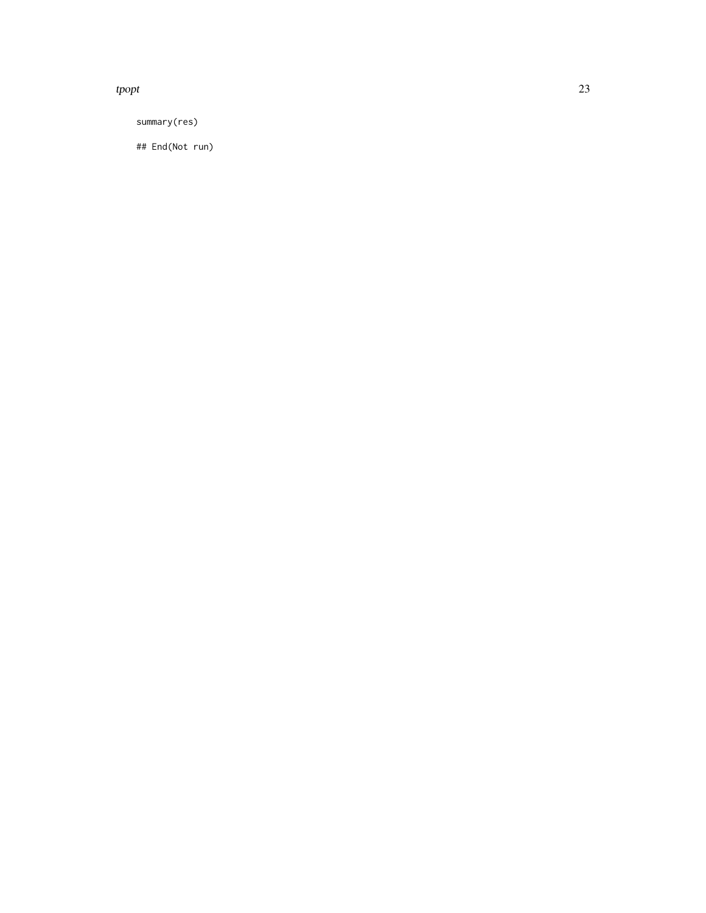```
summary(res)

## End(Not run)
```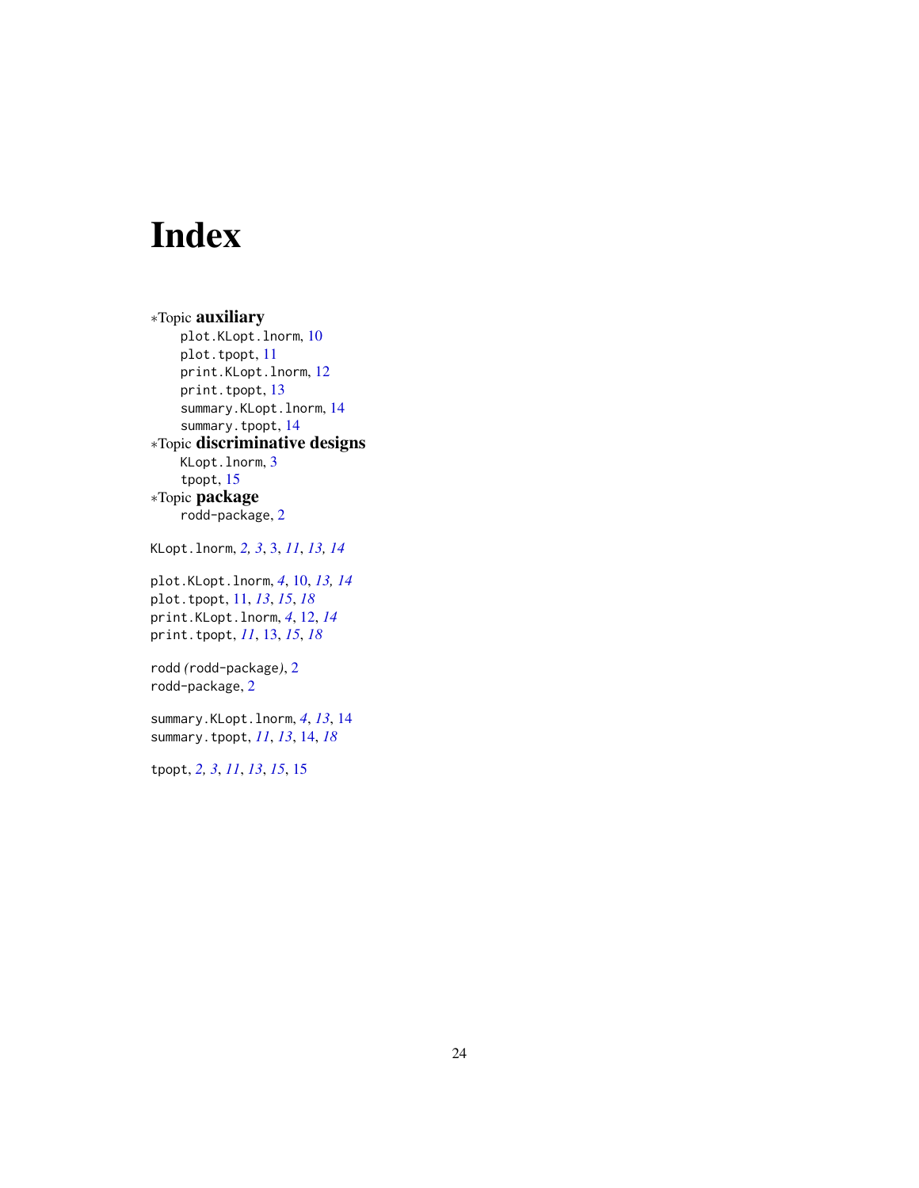# Index

*Topic **auxiliary**
- plot.KLopt.lnorm, 10
- plot.tpopt, 11
- print.KLopt.lnorm, 12
- print.tpopt, 13
- summary.KLopt.lnorm, 14
- summary.tpopt, 14

*Topic **discriminative designs**
- KLopt.lnorm, 3
- tpopt, 15

*Topic **package**
- rodd-package, 2

KLopt.lnorm, *2, 3*, 3, *11*, *13, 14*

plot.KLopt.lnorm, *4*, 10, *13, 14*
plot.tpopt, 11, *13*, *15*, *18*
print.KLopt.lnorm, *4*, 12, *14*
print.tpopt, *11*, 13, *15*, *18*

rodd *(*rodd-package*)*, 2
rodd-package, 2

summary.KLopt.lnorm, *4*, *13*, 14
summary.tpopt, *11*, *13*, 14, *18*

tpopt, *2, 3*, *11*, *13*, *15*, 15